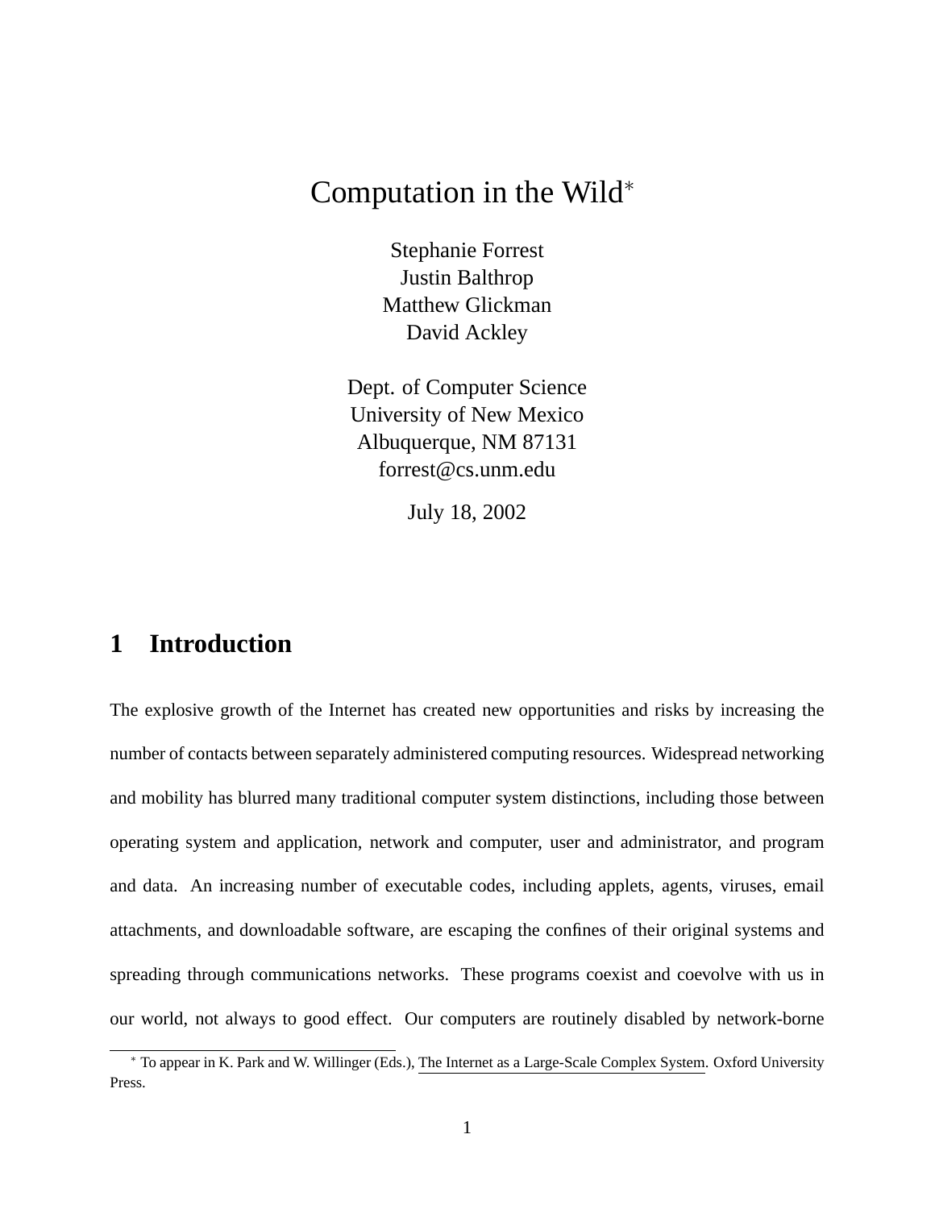# Computation in the Wild*

Stephanie Forrest
Justin Balthrop
Matthew Glickman
David Ackley

Dept. of Computer Science
University of New Mexico
Albuquerque, NM 87131
forrest@cs.unm.edu

July 18, 2002

## 1 Introduction

The explosive growth of the Internet has created new opportunities and risks by increasing the number of contacts between separately administered computing resources. Widespread networking and mobility has blurred many traditional computer system distinctions, including those between operating system and application, network and computer, user and administrator, and program and data. An increasing number of executable codes, including applets, agents, viruses, email attachments, and downloadable software, are escaping the confines of their original systems and spreading through communications networks. These programs coexist and coevolve with us in our world, not always to good effect. Our computers are routinely disabled by network-borne

---

* To appear in K. Park and W. Willinger (Eds.), The Internet as a Large-Scale Complex System. Oxford University Press.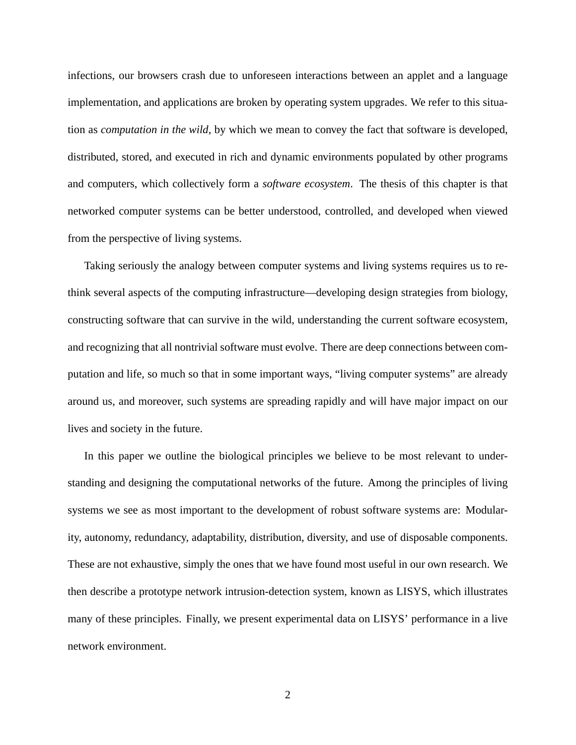infections, our browsers crash due to unforeseen interactions between an applet and a language implementation, and applications are broken by operating system upgrades. We refer to this situation as *computation in the wild*, by which we mean to convey the fact that software is developed, distributed, stored, and executed in rich and dynamic environments populated by other programs and computers, which collectively form a *software ecosystem*. The thesis of this chapter is that networked computer systems can be better understood, controlled, and developed when viewed from the perspective of living systems.

Taking seriously the analogy between computer systems and living systems requires us to rethink several aspects of the computing infrastructure—developing design strategies from biology, constructing software that can survive in the wild, understanding the current software ecosystem, and recognizing that all nontrivial software must evolve. There are deep connections between computation and life, so much so that in some important ways, "living computer systems" are already around us, and moreover, such systems are spreading rapidly and will have major impact on our lives and society in the future.

In this paper we outline the biological principles we believe to be most relevant to understanding and designing the computational networks of the future. Among the principles of living systems we see as most important to the development of robust software systems are: Modularity, autonomy, redundancy, adaptability, distribution, diversity, and use of disposable components. These are not exhaustive, simply the ones that we have found most useful in our own research. We then describe a prototype network intrusion-detection system, known as LISYS, which illustrates many of these principles. Finally, we present experimental data on LISYS' performance in a live network environment.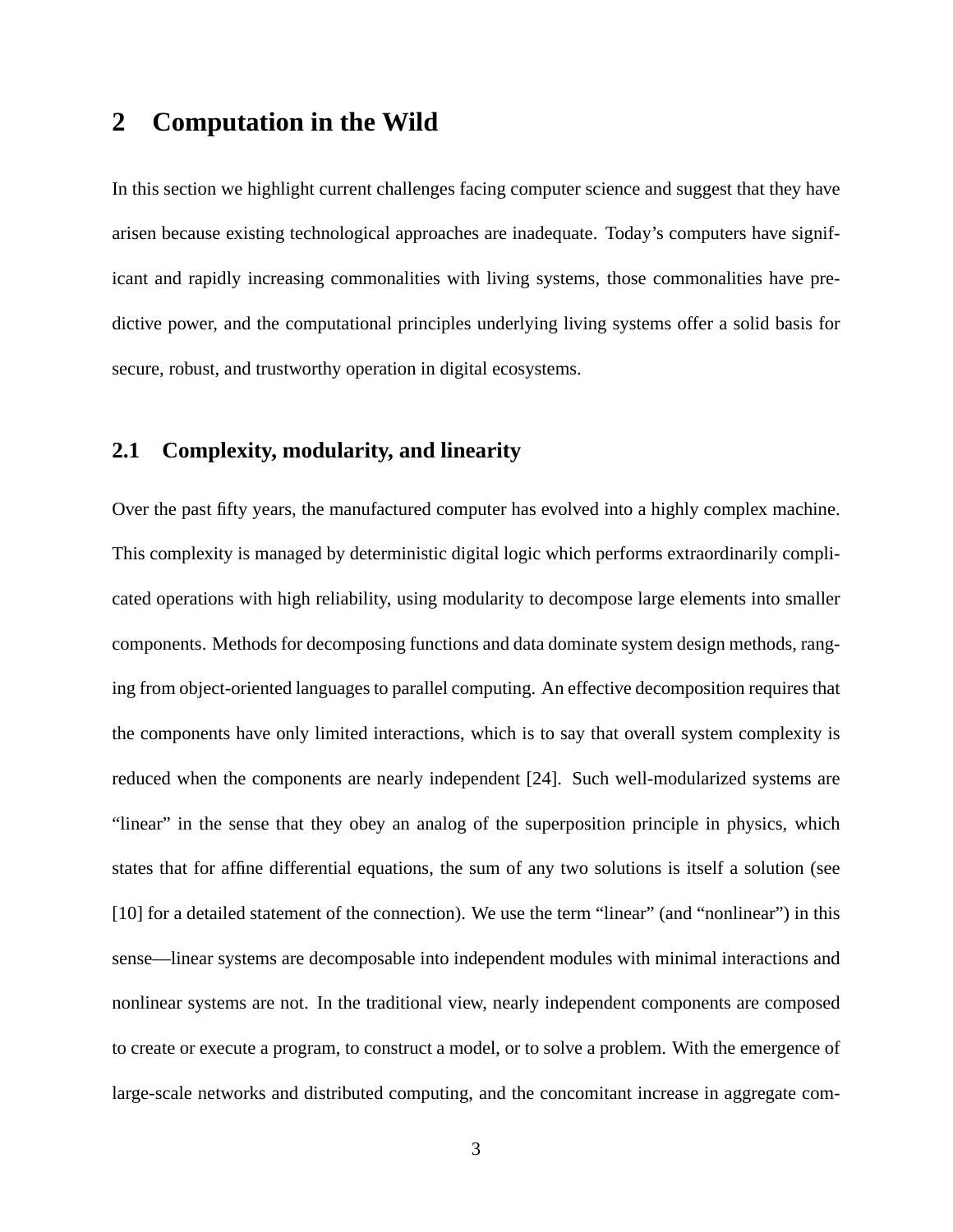## 2 Computation in the Wild

In this section we highlight current challenges facing computer science and suggest that they have arisen because existing technological approaches are inadequate. Today's computers have significant and rapidly increasing commonalities with living systems, those commonalities have predictive power, and the computational principles underlying living systems offer a solid basis for secure, robust, and trustworthy operation in digital ecosystems.

### 2.1 Complexity, modularity, and linearity

Over the past fifty years, the manufactured computer has evolved into a highly complex machine. This complexity is managed by deterministic digital logic which performs extraordinarily complicated operations with high reliability, using modularity to decompose large elements into smaller components. Methods for decomposing functions and data dominate system design methods, ranging from object-oriented languages to parallel computing. An effective decomposition requires that the components have only limited interactions, which is to say that overall system complexity is reduced when the components are nearly independent [24]. Such well-modularized systems are "linear" in the sense that they obey an analog of the superposition principle in physics, which states that for affine differential equations, the sum of any two solutions is itself a solution (see [10] for a detailed statement of the connection). We use the term "linear" (and "nonlinear") in this sense—linear systems are decomposable into independent modules with minimal interactions and nonlinear systems are not. In the traditional view, nearly independent components are composed to create or execute a program, to construct a model, or to solve a problem. With the emergence of large-scale networks and distributed computing, and the concomitant increase in aggregate com-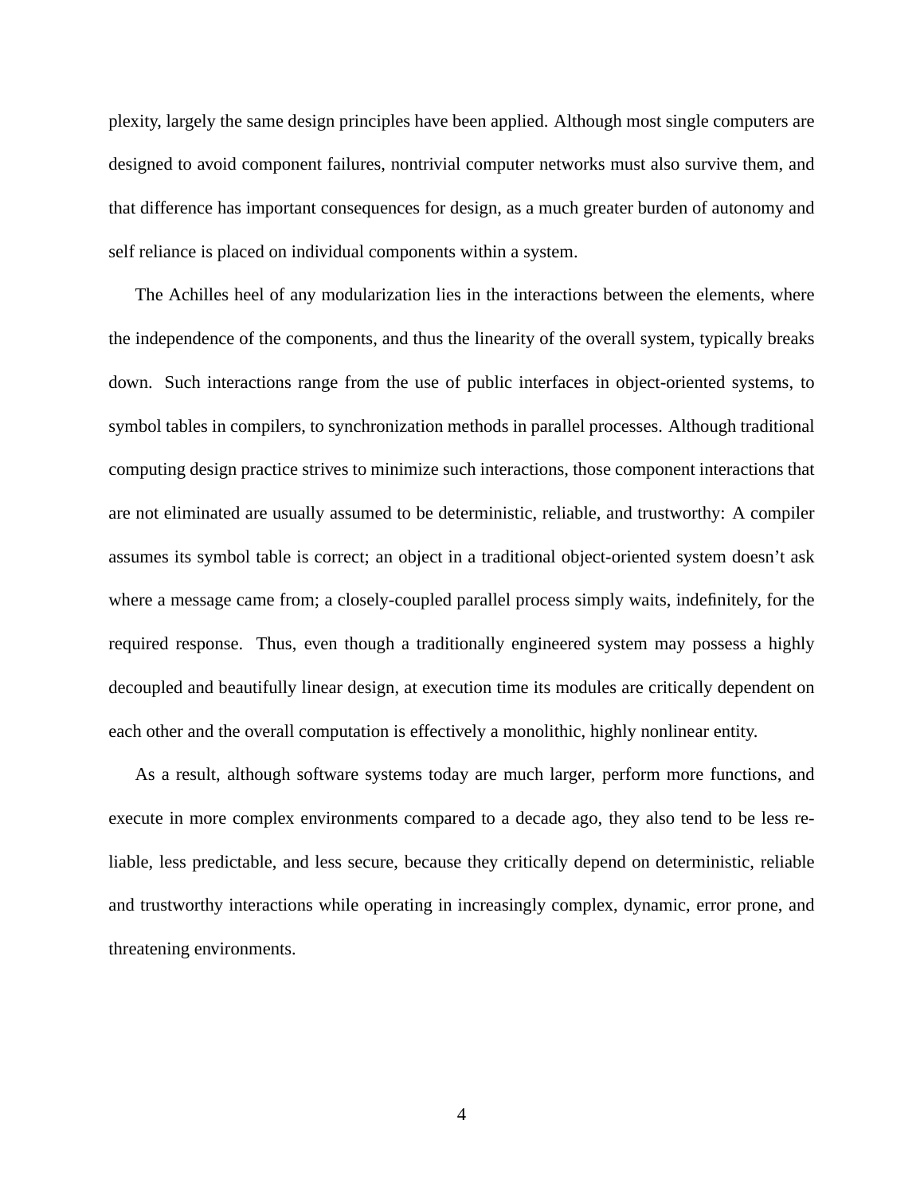plexity, largely the same design principles have been applied. Although most single computers are designed to avoid component failures, nontrivial computer networks must also survive them, and that difference has important consequences for design, as a much greater burden of autonomy and self reliance is placed on individual components within a system.

The Achilles heel of any modularization lies in the interactions between the elements, where the independence of the components, and thus the linearity of the overall system, typically breaks down. Such interactions range from the use of public interfaces in object-oriented systems, to symbol tables in compilers, to synchronization methods in parallel processes. Although traditional computing design practice strives to minimize such interactions, those component interactions that are not eliminated are usually assumed to be deterministic, reliable, and trustworthy: A compiler assumes its symbol table is correct; an object in a traditional object-oriented system doesn't ask where a message came from; a closely-coupled parallel process simply waits, indefinitely, for the required response. Thus, even though a traditionally engineered system may possess a highly decoupled and beautifully linear design, at execution time its modules are critically dependent on each other and the overall computation is effectively a monolithic, highly nonlinear entity.

As a result, although software systems today are much larger, perform more functions, and execute in more complex environments compared to a decade ago, they also tend to be less reliable, less predictable, and less secure, because they critically depend on deterministic, reliable and trustworthy interactions while operating in increasingly complex, dynamic, error prone, and threatening environments.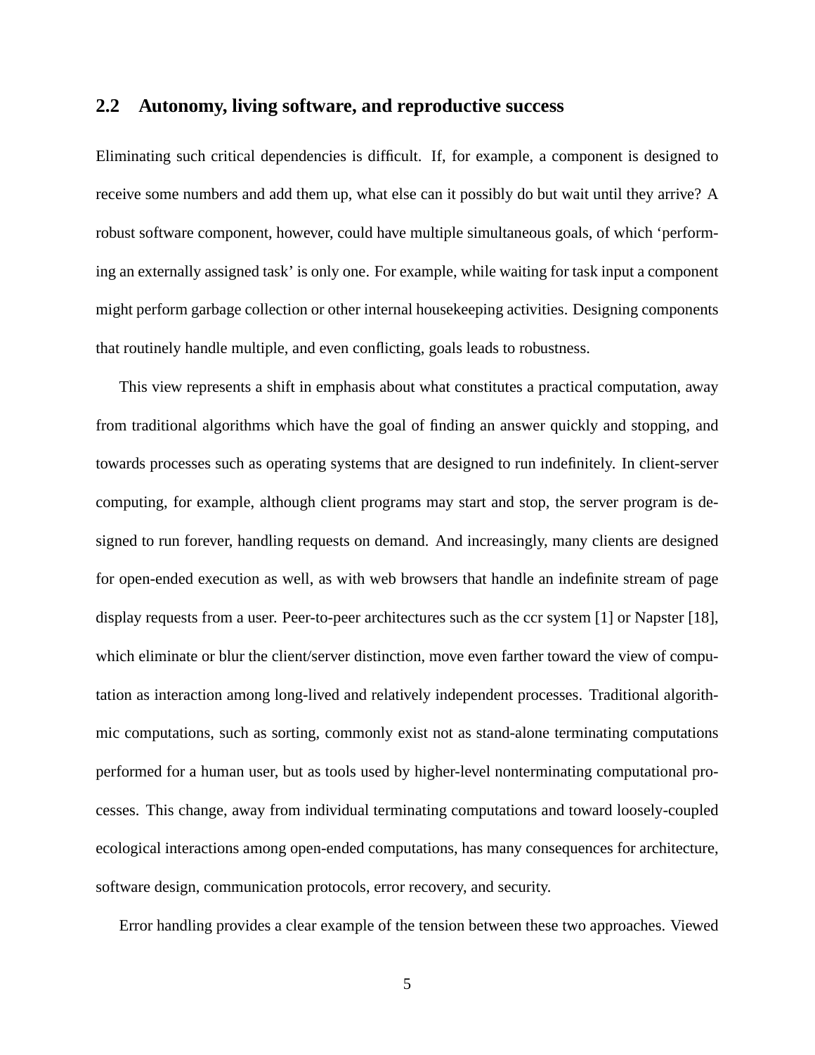## 2.2 Autonomy, living software, and reproductive success

Eliminating such critical dependencies is difficult. If, for example, a component is designed to receive some numbers and add them up, what else can it possibly do but wait until they arrive? A robust software component, however, could have multiple simultaneous goals, of which 'performing an externally assigned task' is only one. For example, while waiting for task input a component might perform garbage collection or other internal housekeeping activities. Designing components that routinely handle multiple, and even conflicting, goals leads to robustness.

This view represents a shift in emphasis about what constitutes a practical computation, away from traditional algorithms which have the goal of finding an answer quickly and stopping, and towards processes such as operating systems that are designed to run indefinitely. In client-server computing, for example, although client programs may start and stop, the server program is designed to run forever, handling requests on demand. And increasingly, many clients are designed for open-ended execution as well, as with web browsers that handle an indefinite stream of page display requests from a user. Peer-to-peer architectures such as the ccr system [1] or Napster [18], which eliminate or blur the client/server distinction, move even farther toward the view of computation as interaction among long-lived and relatively independent processes. Traditional algorithmic computations, such as sorting, commonly exist not as stand-alone terminating computations performed for a human user, but as tools used by higher-level nonterminating computational processes. This change, away from individual terminating computations and toward loosely-coupled ecological interactions among open-ended computations, has many consequences for architecture, software design, communication protocols, error recovery, and security.

Error handling provides a clear example of the tension between these two approaches. Viewed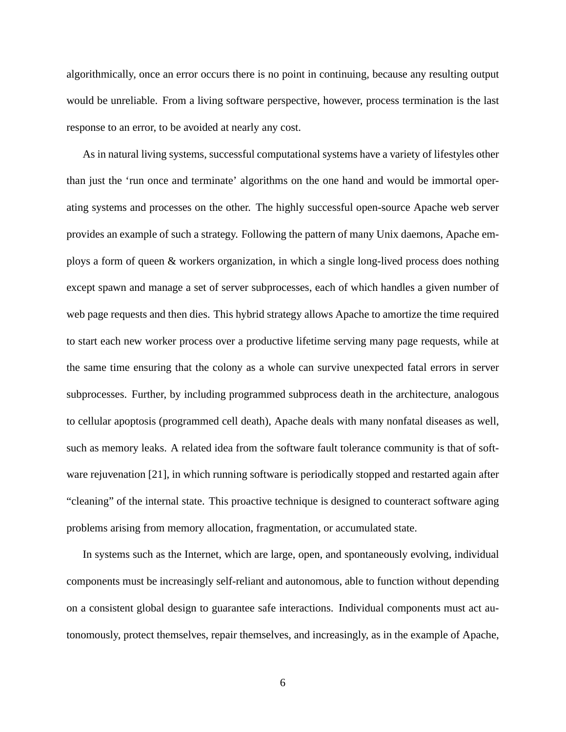algorithmically, once an error occurs there is no point in continuing, because any resulting output would be unreliable. From a living software perspective, however, process termination is the last response to an error, to be avoided at nearly any cost.

As in natural living systems, successful computational systems have a variety of lifestyles other than just the 'run once and terminate' algorithms on the one hand and would be immortal operating systems and processes on the other. The highly successful open-source Apache web server provides an example of such a strategy. Following the pattern of many Unix daemons, Apache employs a form of queen & workers organization, in which a single long-lived process does nothing except spawn and manage a set of server subprocesses, each of which handles a given number of web page requests and then dies. This hybrid strategy allows Apache to amortize the time required to start each new worker process over a productive lifetime serving many page requests, while at the same time ensuring that the colony as a whole can survive unexpected fatal errors in server subprocesses. Further, by including programmed subprocess death in the architecture, analogous to cellular apoptosis (programmed cell death), Apache deals with many nonfatal diseases as well, such as memory leaks. A related idea from the software fault tolerance community is that of software rejuvenation [21], in which running software is periodically stopped and restarted again after "cleaning" of the internal state. This proactive technique is designed to counteract software aging problems arising from memory allocation, fragmentation, or accumulated state.

In systems such as the Internet, which are large, open, and spontaneously evolving, individual components must be increasingly self-reliant and autonomous, able to function without depending on a consistent global design to guarantee safe interactions. Individual components must act autonomously, protect themselves, repair themselves, and increasingly, as in the example of Apache,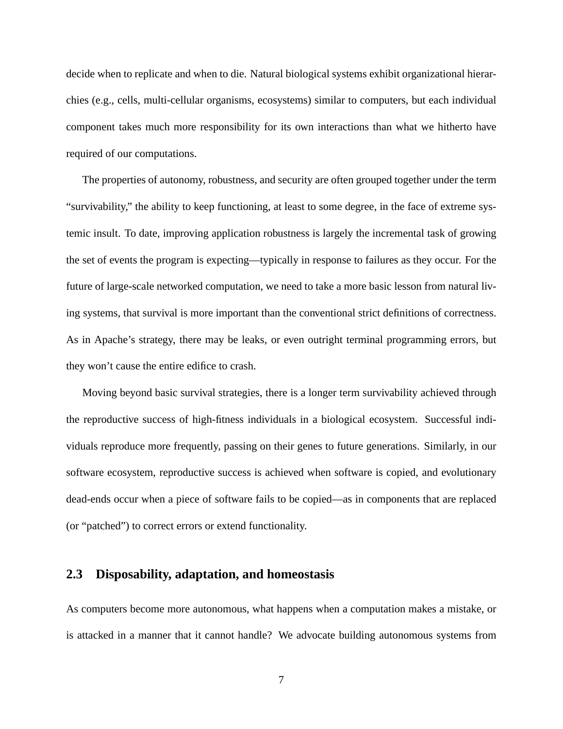decide when to replicate and when to die. Natural biological systems exhibit organizational hierarchies (e.g., cells, multi-cellular organisms, ecosystems) similar to computers, but each individual component takes much more responsibility for its own interactions than what we hitherto have required of our computations.

The properties of autonomy, robustness, and security are often grouped together under the term "survivability," the ability to keep functioning, at least to some degree, in the face of extreme systemic insult. To date, improving application robustness is largely the incremental task of growing the set of events the program is expecting—typically in response to failures as they occur. For the future of large-scale networked computation, we need to take a more basic lesson from natural living systems, that survival is more important than the conventional strict definitions of correctness. As in Apache's strategy, there may be leaks, or even outright terminal programming errors, but they won't cause the entire edifice to crash.

Moving beyond basic survival strategies, there is a longer term survivability achieved through the reproductive success of high-fitness individuals in a biological ecosystem. Successful individuals reproduce more frequently, passing on their genes to future generations. Similarly, in our software ecosystem, reproductive success is achieved when software is copied, and evolutionary dead-ends occur when a piece of software fails to be copied—as in components that are replaced (or "patched") to correct errors or extend functionality.

## 2.3 Disposability, adaptation, and homeostasis

As computers become more autonomous, what happens when a computation makes a mistake, or is attacked in a manner that it cannot handle? We advocate building autonomous systems from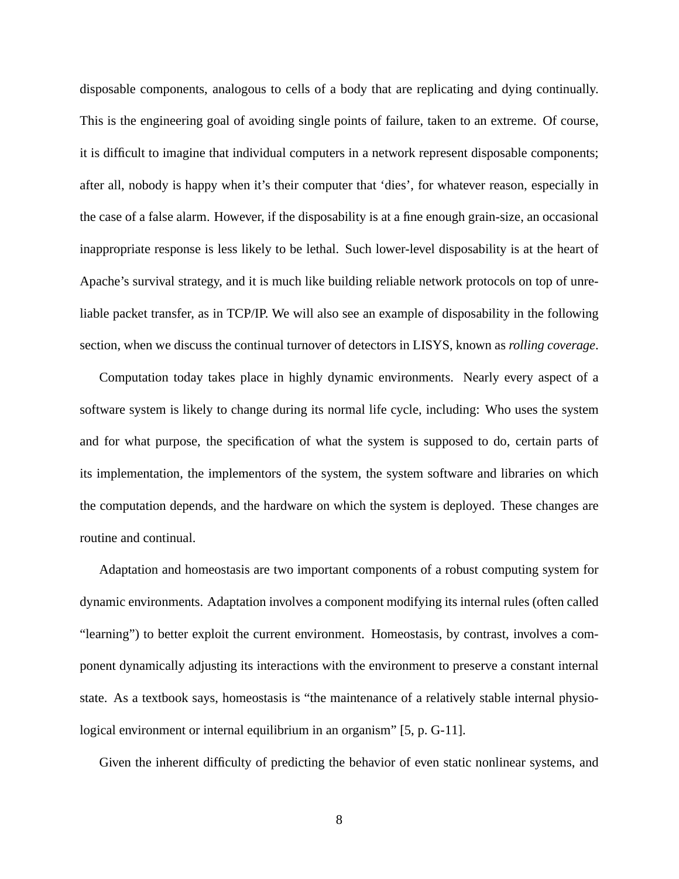disposable components, analogous to cells of a body that are replicating and dying continually. This is the engineering goal of avoiding single points of failure, taken to an extreme. Of course, it is difficult to imagine that individual computers in a network represent disposable components; after all, nobody is happy when it's their computer that 'dies', for whatever reason, especially in the case of a false alarm. However, if the disposability is at a fine enough grain-size, an occasional inappropriate response is less likely to be lethal. Such lower-level disposability is at the heart of Apache's survival strategy, and it is much like building reliable network protocols on top of unreliable packet transfer, as in TCP/IP. We will also see an example of disposability in the following section, when we discuss the continual turnover of detectors in LISYS, known as *rolling coverage*.

Computation today takes place in highly dynamic environments. Nearly every aspect of a software system is likely to change during its normal life cycle, including: Who uses the system and for what purpose, the specification of what the system is supposed to do, certain parts of its implementation, the implementors of the system, the system software and libraries on which the computation depends, and the hardware on which the system is deployed. These changes are routine and continual.

Adaptation and homeostasis are two important components of a robust computing system for dynamic environments. Adaptation involves a component modifying its internal rules (often called "learning") to better exploit the current environment. Homeostasis, by contrast, involves a component dynamically adjusting its interactions with the environment to preserve a constant internal state. As a textbook says, homeostasis is "the maintenance of a relatively stable internal physiological environment or internal equilibrium in an organism" [5, p. G-11].

Given the inherent difficulty of predicting the behavior of even static nonlinear systems, and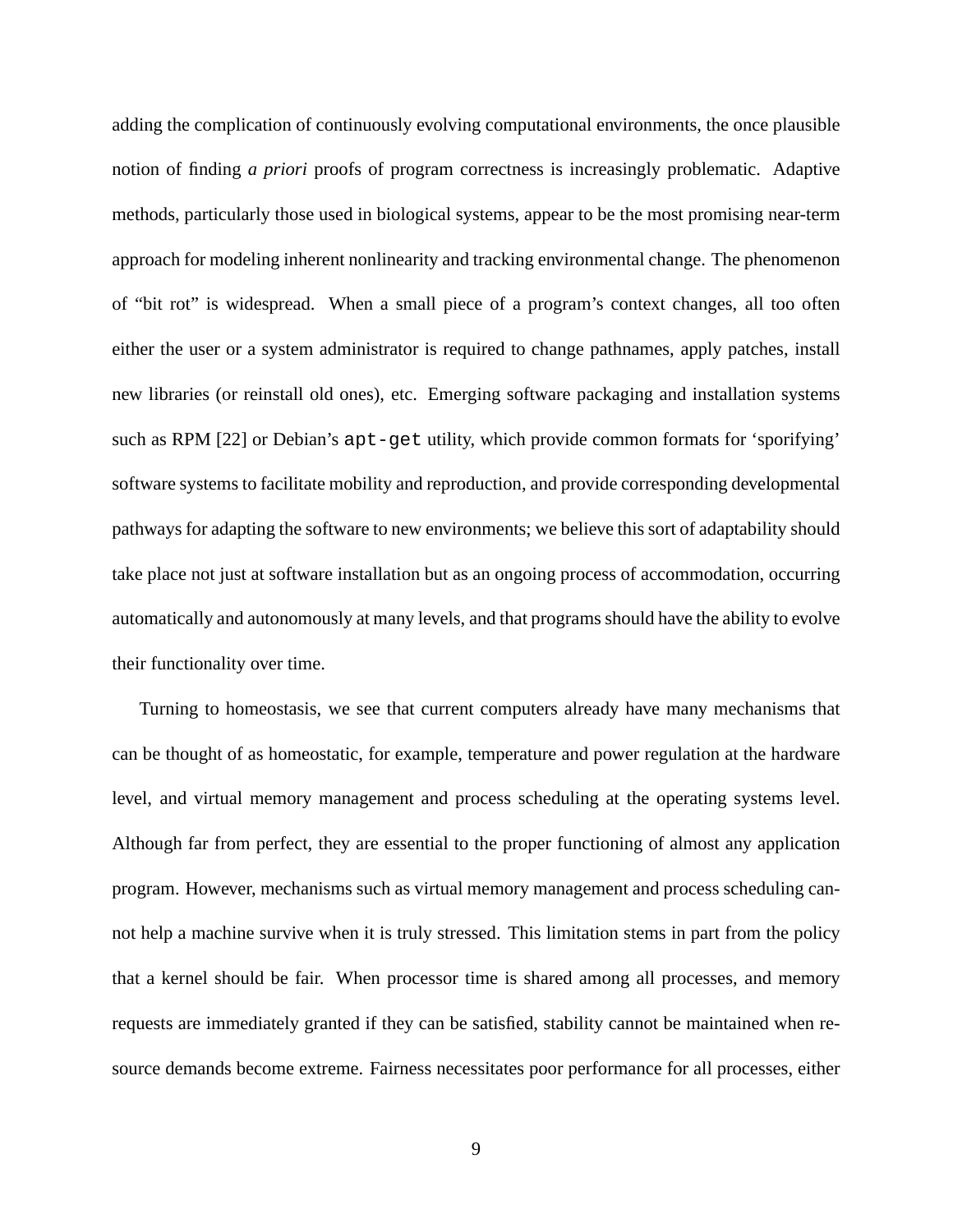adding the complication of continuously evolving computational environments, the once plausible notion of finding *a priori* proofs of program correctness is increasingly problematic. Adaptive methods, particularly those used in biological systems, appear to be the most promising near-term approach for modeling inherent nonlinearity and tracking environmental change. The phenomenon of “bit rot” is widespread. When a small piece of a program’s context changes, all too often either the user or a system administrator is required to change pathnames, apply patches, install new libraries (or reinstall old ones), etc. Emerging software packaging and installation systems such as RPM [22] or Debian’s `apt-get` utility, which provide common formats for ‘sporifying’ software systems to facilitate mobility and reproduction, and provide corresponding developmental pathways for adapting the software to new environments; we believe this sort of adaptability should take place not just at software installation but as an ongoing process of accommodation, occurring automatically and autonomously at many levels, and that programs should have the ability to evolve their functionality over time.

Turning to homeostasis, we see that current computers already have many mechanisms that can be thought of as homeostatic, for example, temperature and power regulation at the hardware level, and virtual memory management and process scheduling at the operating systems level. Although far from perfect, they are essential to the proper functioning of almost any application program. However, mechanisms such as virtual memory management and process scheduling cannot help a machine survive when it is truly stressed. This limitation stems in part from the policy that a kernel should be fair. When processor time is shared among all processes, and memory requests are immediately granted if they can be satisfied, stability cannot be maintained when resource demands become extreme. Fairness necessitates poor performance for all processes, either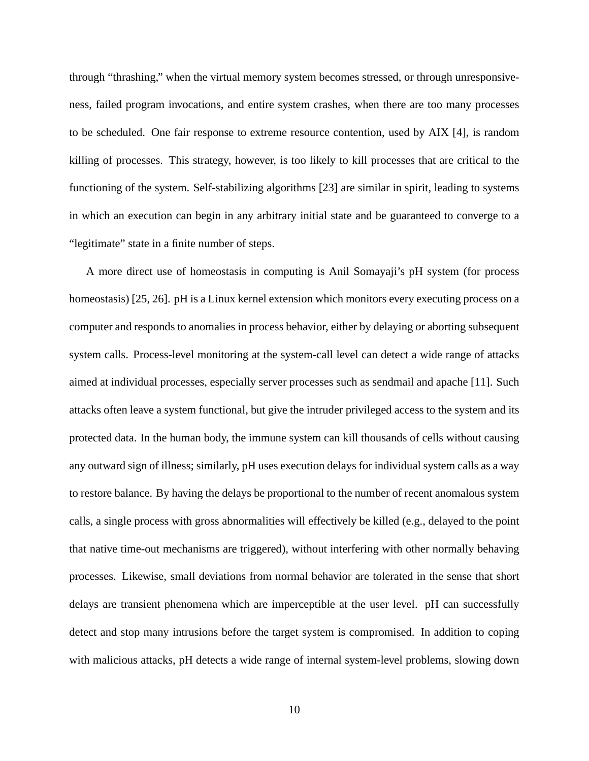through "thrashing," when the virtual memory system becomes stressed, or through unresponsiveness, failed program invocations, and entire system crashes, when there are too many processes to be scheduled. One fair response to extreme resource contention, used by AIX [4], is random killing of processes. This strategy, however, is too likely to kill processes that are critical to the functioning of the system. Self-stabilizing algorithms [23] are similar in spirit, leading to systems in which an execution can begin in any arbitrary initial state and be guaranteed to converge to a "legitimate" state in a finite number of steps.

A more direct use of homeostasis in computing is Anil Somayaji's pH system (for process homeostasis) [25, 26]. pH is a Linux kernel extension which monitors every executing process on a computer and responds to anomalies in process behavior, either by delaying or aborting subsequent system calls. Process-level monitoring at the system-call level can detect a wide range of attacks aimed at individual processes, especially server processes such as sendmail and apache [11]. Such attacks often leave a system functional, but give the intruder privileged access to the system and its protected data. In the human body, the immune system can kill thousands of cells without causing any outward sign of illness; similarly, pH uses execution delays for individual system calls as a way to restore balance. By having the delays be proportional to the number of recent anomalous system calls, a single process with gross abnormalities will effectively be killed (e.g., delayed to the point that native time-out mechanisms are triggered), without interfering with other normally behaving processes. Likewise, small deviations from normal behavior are tolerated in the sense that short delays are transient phenomena which are imperceptible at the user level. pH can successfully detect and stop many intrusions before the target system is compromised. In addition to coping with malicious attacks, pH detects a wide range of internal system-level problems, slowing down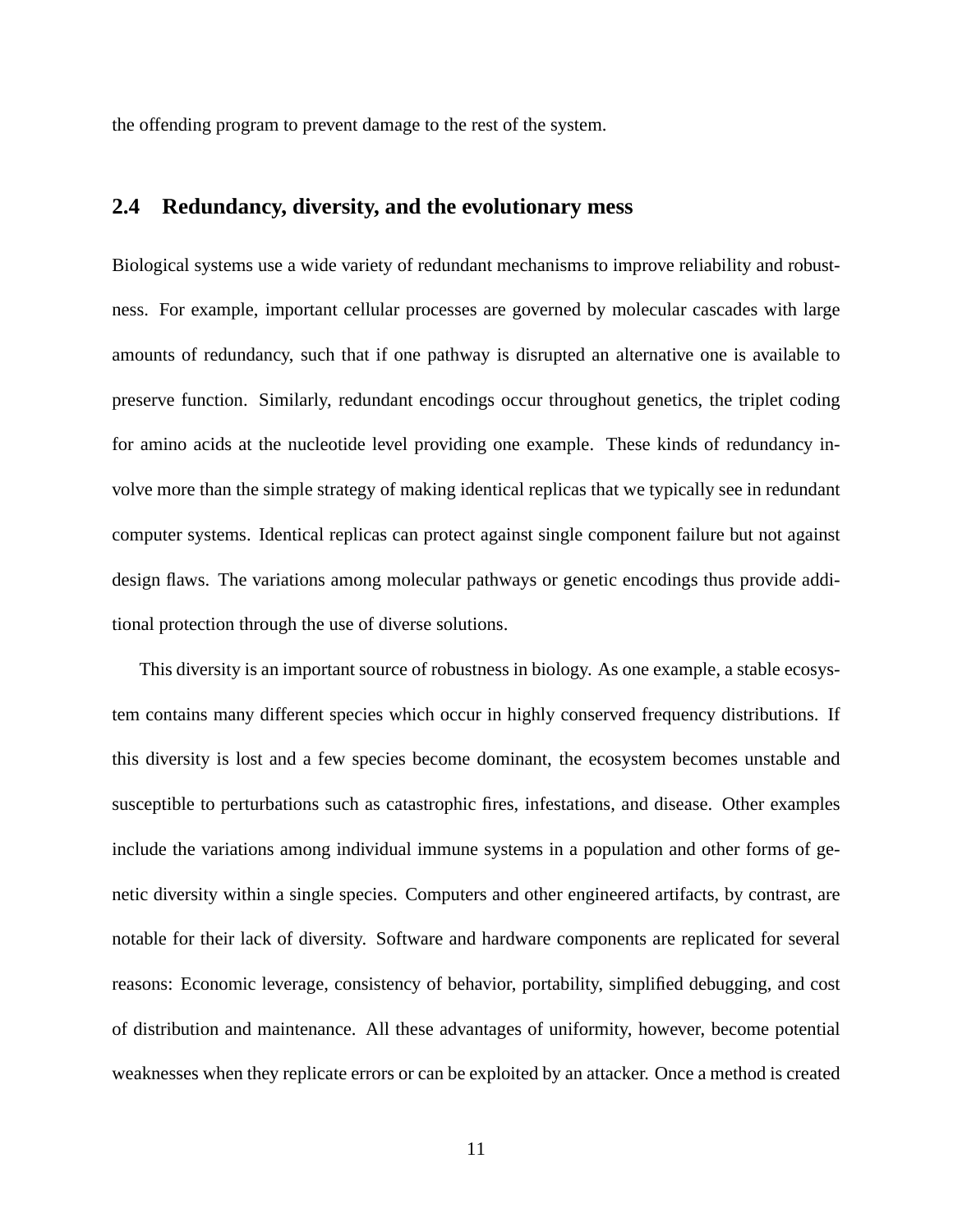the offending program to prevent damage to the rest of the system.

## 2.4 Redundancy, diversity, and the evolutionary mess

Biological systems use a wide variety of redundant mechanisms to improve reliability and robustness. For example, important cellular processes are governed by molecular cascades with large amounts of redundancy, such that if one pathway is disrupted an alternative one is available to preserve function. Similarly, redundant encodings occur throughout genetics, the triplet coding for amino acids at the nucleotide level providing one example. These kinds of redundancy involve more than the simple strategy of making identical replicas that we typically see in redundant computer systems. Identical replicas can protect against single component failure but not against design flaws. The variations among molecular pathways or genetic encodings thus provide additional protection through the use of diverse solutions.

This diversity is an important source of robustness in biology. As one example, a stable ecosystem contains many different species which occur in highly conserved frequency distributions. If this diversity is lost and a few species become dominant, the ecosystem becomes unstable and susceptible to perturbations such as catastrophic fires, infestations, and disease. Other examples include the variations among individual immune systems in a population and other forms of genetic diversity within a single species. Computers and other engineered artifacts, by contrast, are notable for their lack of diversity. Software and hardware components are replicated for several reasons: Economic leverage, consistency of behavior, portability, simplified debugging, and cost of distribution and maintenance. All these advantages of uniformity, however, become potential weaknesses when they replicate errors or can be exploited by an attacker. Once a method is created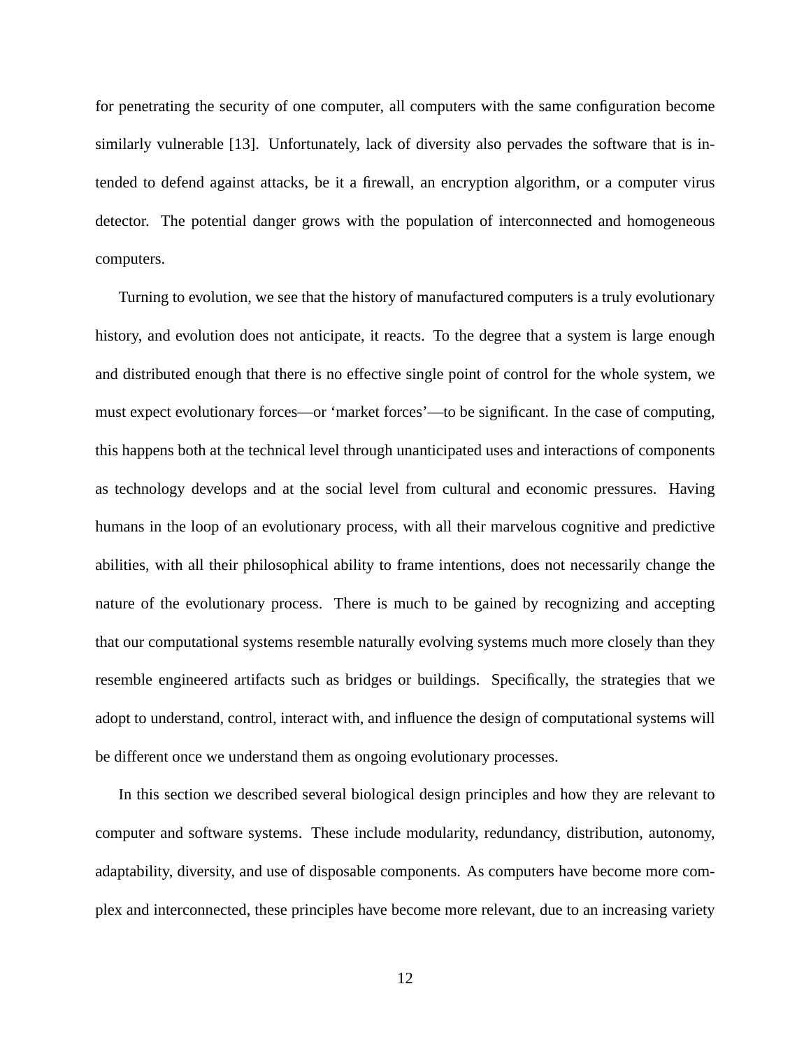for penetrating the security of one computer, all computers with the same configuration become similarly vulnerable [13]. Unfortunately, lack of diversity also pervades the software that is intended to defend against attacks, be it a firewall, an encryption algorithm, or a computer virus detector. The potential danger grows with the population of interconnected and homogeneous computers.

Turning to evolution, we see that the history of manufactured computers is a truly evolutionary history, and evolution does not anticipate, it reacts. To the degree that a system is large enough and distributed enough that there is no effective single point of control for the whole system, we must expect evolutionary forces—or 'market forces'—to be significant. In the case of computing, this happens both at the technical level through unanticipated uses and interactions of components as technology develops and at the social level from cultural and economic pressures. Having humans in the loop of an evolutionary process, with all their marvelous cognitive and predictive abilities, with all their philosophical ability to frame intentions, does not necessarily change the nature of the evolutionary process. There is much to be gained by recognizing and accepting that our computational systems resemble naturally evolving systems much more closely than they resemble engineered artifacts such as bridges or buildings. Specifically, the strategies that we adopt to understand, control, interact with, and influence the design of computational systems will be different once we understand them as ongoing evolutionary processes.

In this section we described several biological design principles and how they are relevant to computer and software systems. These include modularity, redundancy, distribution, autonomy, adaptability, diversity, and use of disposable components. As computers have become more complex and interconnected, these principles have become more relevant, due to an increasing variety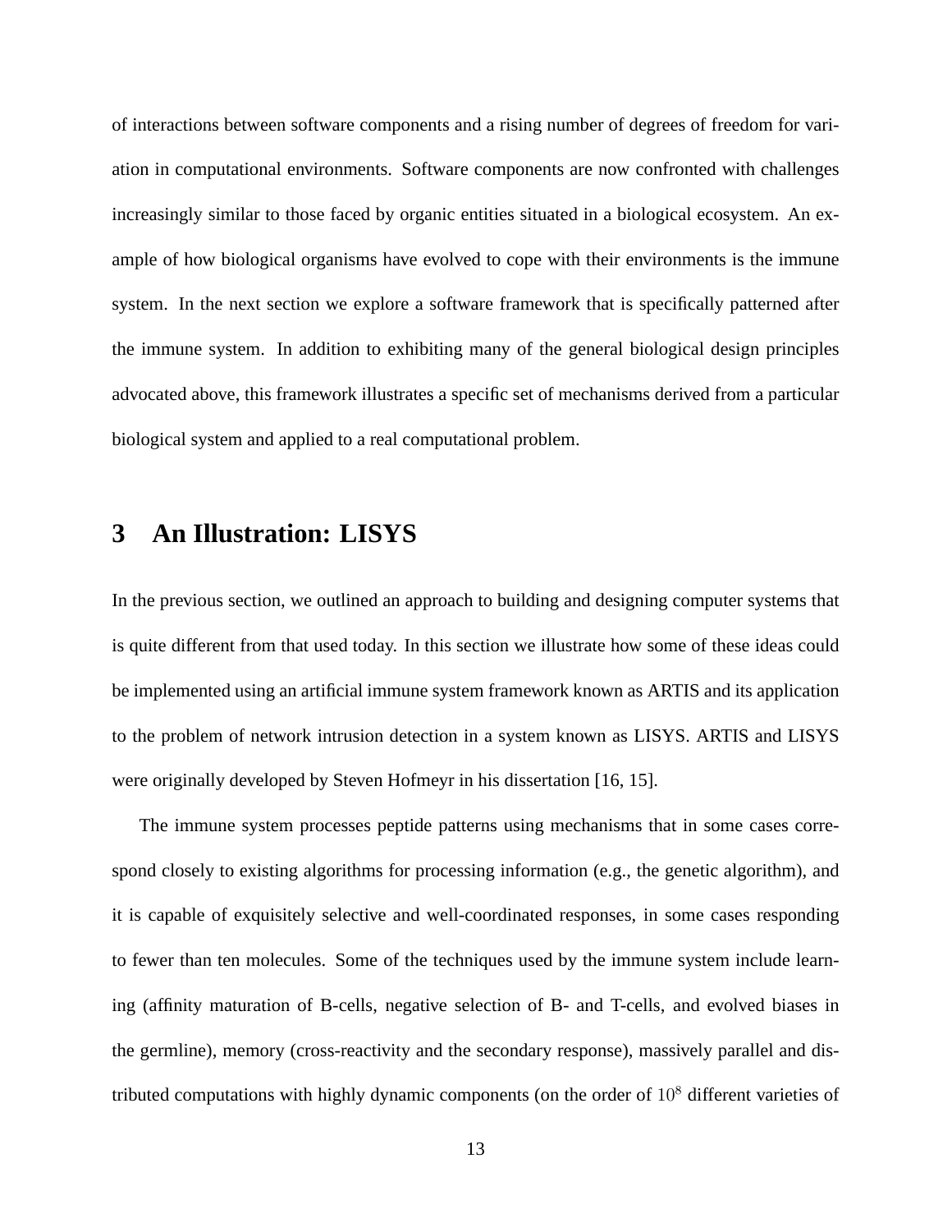of interactions between software components and a rising number of degrees of freedom for variation in computational environments. Software components are now confronted with challenges increasingly similar to those faced by organic entities situated in a biological ecosystem. An example of how biological organisms have evolved to cope with their environments is the immune system. In the next section we explore a software framework that is specifically patterned after the immune system. In addition to exhibiting many of the general biological design principles advocated above, this framework illustrates a specific set of mechanisms derived from a particular biological system and applied to a real computational problem.

## 3 An Illustration: LISYS

In the previous section, we outlined an approach to building and designing computer systems that is quite different from that used today. In this section we illustrate how some of these ideas could be implemented using an artificial immune system framework known as ARTIS and its application to the problem of network intrusion detection in a system known as LISYS. ARTIS and LISYS were originally developed by Steven Hofmeyr in his dissertation [16, 15].

The immune system processes peptide patterns using mechanisms that in some cases correspond closely to existing algorithms for processing information (e.g., the genetic algorithm), and it is capable of exquisitely selective and well-coordinated responses, in some cases responding to fewer than ten molecules. Some of the techniques used by the immune system include learning (affinity maturation of B-cells, negative selection of B- and T-cells, and evolved biases in the germline), memory (cross-reactivity and the secondary response), massively parallel and distributed computations with highly dynamic components (on the order of $10^8$ different varieties of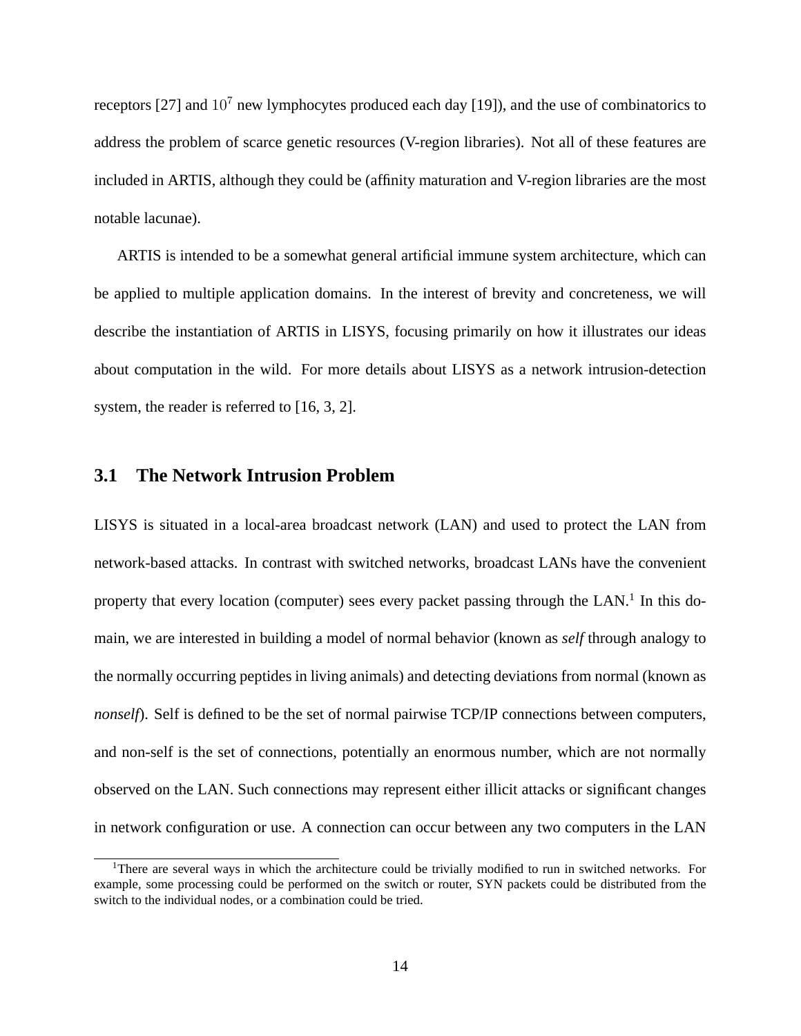receptors [27] and $10^7$ new lymphocytes produced each day [19]), and the use of combinatorics to address the problem of scarce genetic resources (V-region libraries). Not all of these features are included in ARTIS, although they could be (affinity maturation and V-region libraries are the most notable lacunae).

ARTIS is intended to be a somewhat general artificial immune system architecture, which can be applied to multiple application domains. In the interest of brevity and concreteness, we will describe the instantiation of ARTIS in LISYS, focusing primarily on how it illustrates our ideas about computation in the wild. For more details about LISYS as a network intrusion-detection system, the reader is referred to [16, 3, 2].

## 3.1 The Network Intrusion Problem

LISYS is situated in a local-area broadcast network (LAN) and used to protect the LAN from network-based attacks. In contrast with switched networks, broadcast LANs have the convenient property that every location (computer) sees every packet passing through the LAN.[1] In this domain, we are interested in building a model of normal behavior (known as *self* through analogy to the normally occurring peptides in living animals) and detecting deviations from normal (known as *nonself*). Self is defined to be the set of normal pairwise TCP/IP connections between computers, and non-self is the set of connections, potentially an enormous number, which are not normally observed on the LAN. Such connections may represent either illicit attacks or significant changes in network configuration or use. A connection can occur between any two computers in the LAN

[1] There are several ways in which the architecture could be trivially modified to run in switched networks. For example, some processing could be performed on the switch or router, SYN packets could be distributed from the switch to the individual nodes, or a combination could be tried.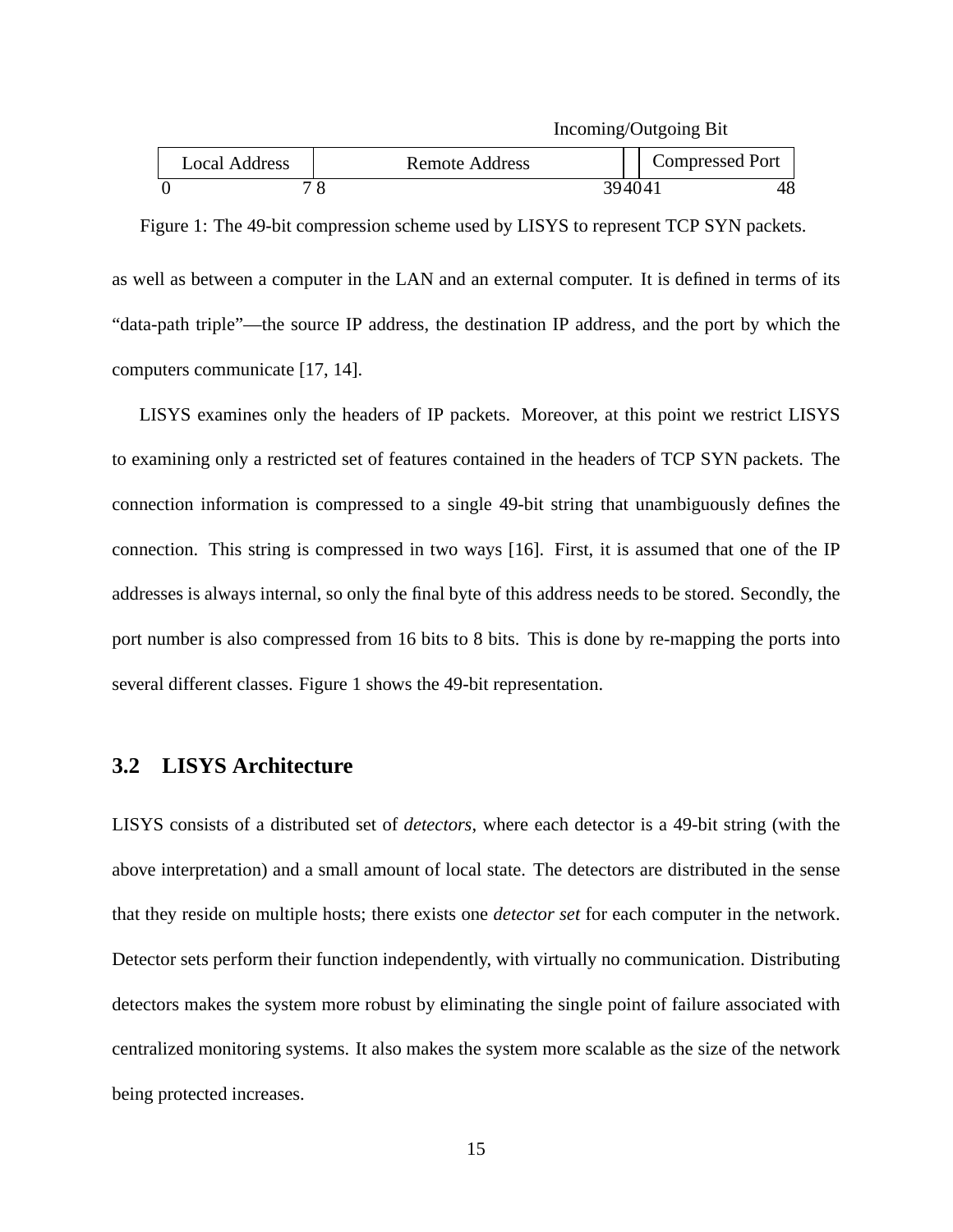| Local Address | Remote Address | Incoming/Outgoing Bit | Compressed Port |
|---|---|---|---|
| 0–7 | 8–39 | 40 | 41–48 |

Figure 1: The 49-bit compression scheme used by LISYS to represent TCP SYN packets.

as well as between a computer in the LAN and an external computer. It is defined in terms of its "data-path triple"—the source IP address, the destination IP address, and the port by which the computers communicate [17, 14].

LISYS examines only the headers of IP packets. Moreover, at this point we restrict LISYS to examining only a restricted set of features contained in the headers of TCP SYN packets. The connection information is compressed to a single 49-bit string that unambiguously defines the connection. This string is compressed in two ways [16]. First, it is assumed that one of the IP addresses is always internal, so only the final byte of this address needs to be stored. Secondly, the port number is also compressed from 16 bits to 8 bits. This is done by re-mapping the ports into several different classes. Figure 1 shows the 49-bit representation.

## 3.2 LISYS Architecture

LISYS consists of a distributed set of *detectors*, where each detector is a 49-bit string (with the above interpretation) and a small amount of local state. The detectors are distributed in the sense that they reside on multiple hosts; there exists one *detector set* for each computer in the network. Detector sets perform their function independently, with virtually no communication. Distributing detectors makes the system more robust by eliminating the single point of failure associated with centralized monitoring systems. It also makes the system more scalable as the size of the network being protected increases.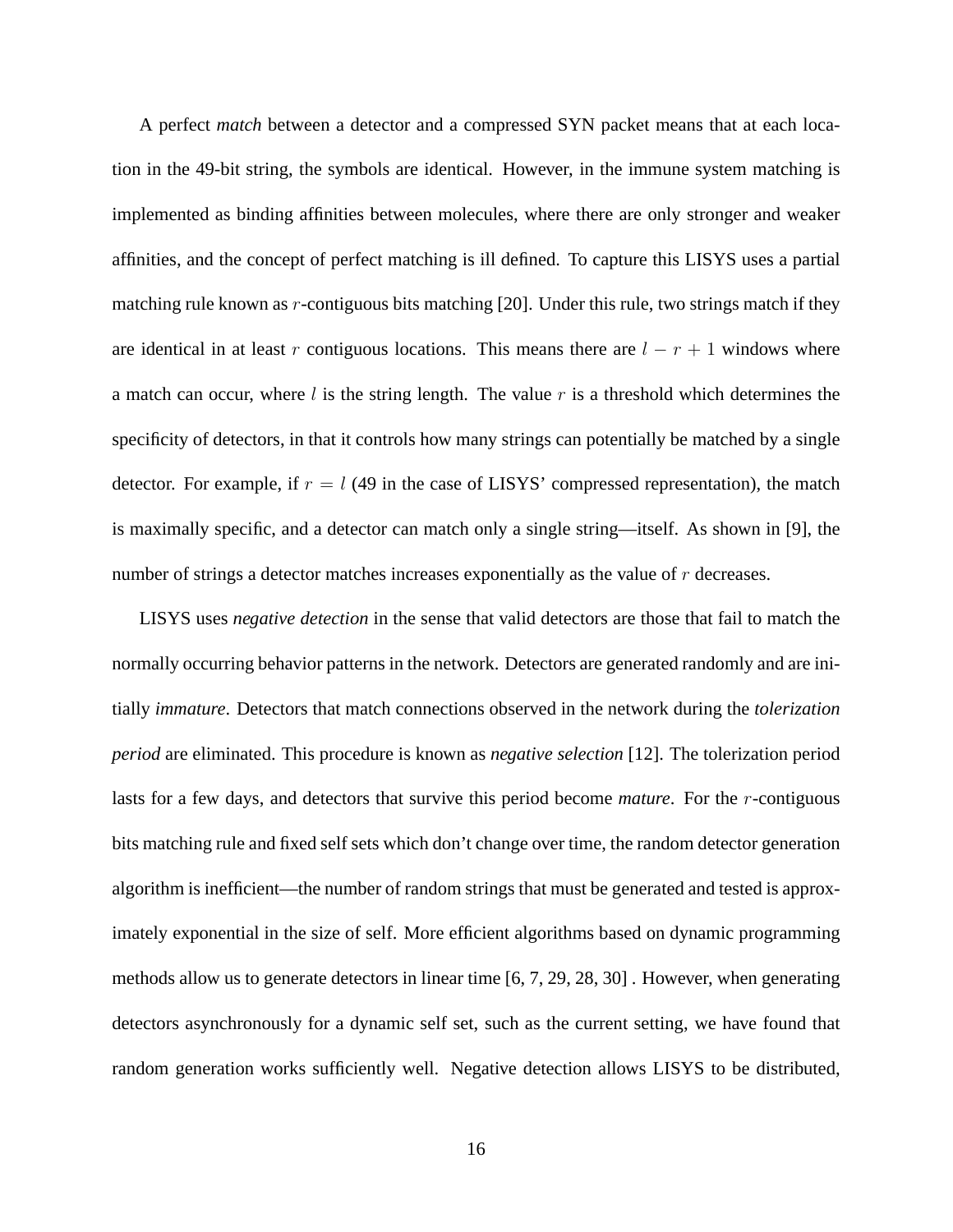A perfect *match* between a detector and a compressed SYN packet means that at each location in the 49-bit string, the symbols are identical. However, in the immune system matching is implemented as binding affinities between molecules, where there are only stronger and weaker affinities, and the concept of perfect matching is ill defined. To capture this LISYS uses a partial matching rule known as $r$-contiguous bits matching [20]. Under this rule, two strings match if they are identical in at least $r$ contiguous locations. This means there are $l - r + 1$ windows where a match can occur, where $l$ is the string length. The value $r$ is a threshold which determines the specificity of detectors, in that it controls how many strings can potentially be matched by a single detector. For example, if $r = l$ (49 in the case of LISYS' compressed representation), the match is maximally specific, and a detector can match only a single string—itself. As shown in [9], the number of strings a detector matches increases exponentially as the value of $r$ decreases.

LISYS uses *negative detection* in the sense that valid detectors are those that fail to match the normally occurring behavior patterns in the network. Detectors are generated randomly and are initially *immature*. Detectors that match connections observed in the network during the *tolerization period* are eliminated. This procedure is known as *negative selection* [12]. The tolerization period lasts for a few days, and detectors that survive this period become *mature*. For the $r$-contiguous bits matching rule and fixed self sets which don't change over time, the random detector generation algorithm is inefficient—the number of random strings that must be generated and tested is approximately exponential in the size of self. More efficient algorithms based on dynamic programming methods allow us to generate detectors in linear time [6, 7, 29, 28, 30] . However, when generating detectors asynchronously for a dynamic self set, such as the current setting, we have found that random generation works sufficiently well. Negative detection allows LISYS to be distributed,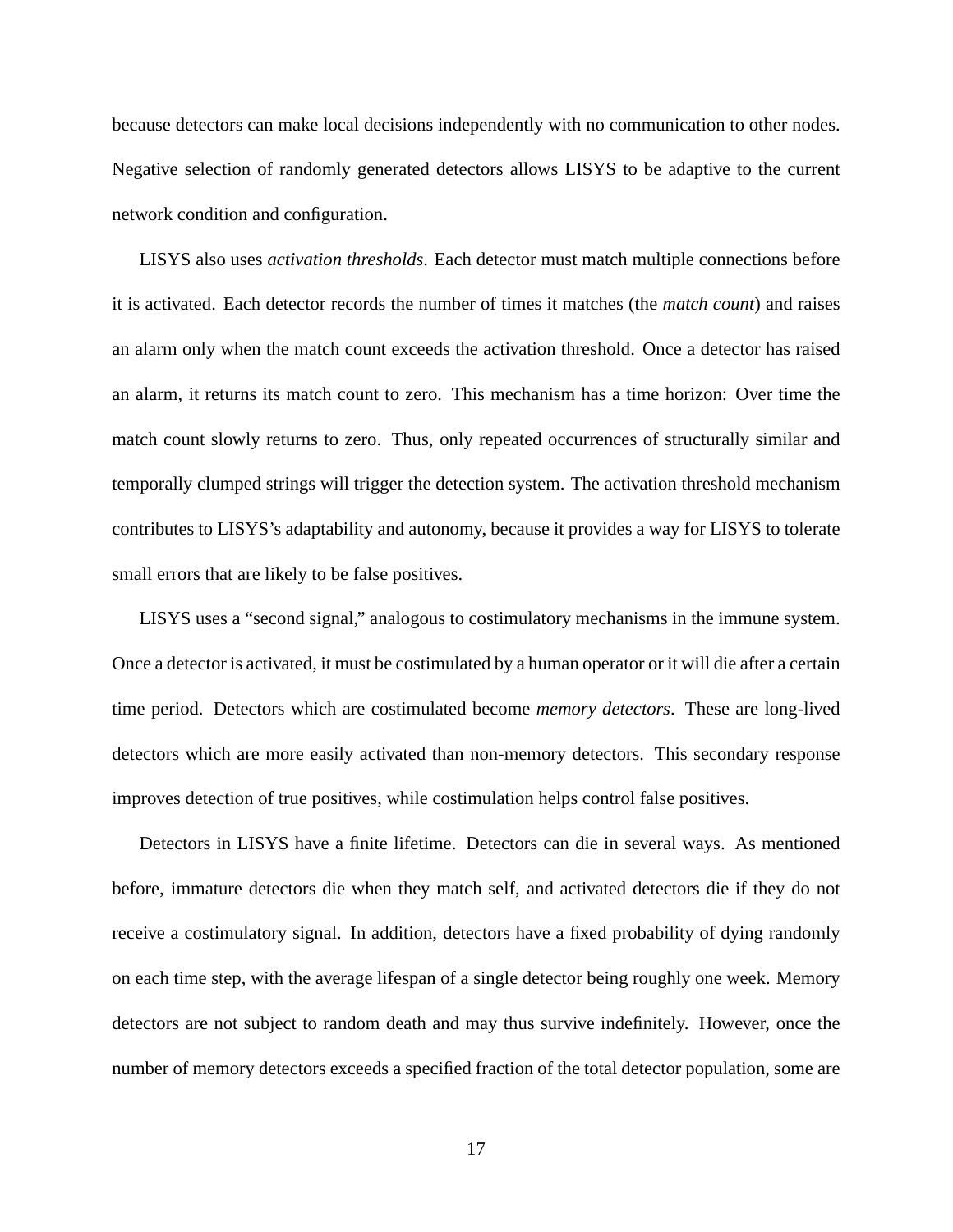because detectors can make local decisions independently with no communication to other nodes. Negative selection of randomly generated detectors allows LISYS to be adaptive to the current network condition and configuration.

LISYS also uses *activation thresholds*. Each detector must match multiple connections before it is activated. Each detector records the number of times it matches (the *match count*) and raises an alarm only when the match count exceeds the activation threshold. Once a detector has raised an alarm, it returns its match count to zero. This mechanism has a time horizon: Over time the match count slowly returns to zero. Thus, only repeated occurrences of structurally similar and temporally clumped strings will trigger the detection system. The activation threshold mechanism contributes to LISYS's adaptability and autonomy, because it provides a way for LISYS to tolerate small errors that are likely to be false positives.

LISYS uses a "second signal," analogous to costimulatory mechanisms in the immune system. Once a detector is activated, it must be costimulated by a human operator or it will die after a certain time period. Detectors which are costimulated become *memory detectors*. These are long-lived detectors which are more easily activated than non-memory detectors. This secondary response improves detection of true positives, while costimulation helps control false positives.

Detectors in LISYS have a finite lifetime. Detectors can die in several ways. As mentioned before, immature detectors die when they match self, and activated detectors die if they do not receive a costimulatory signal. In addition, detectors have a fixed probability of dying randomly on each time step, with the average lifespan of a single detector being roughly one week. Memory detectors are not subject to random death and may thus survive indefinitely. However, once the number of memory detectors exceeds a specified fraction of the total detector population, some are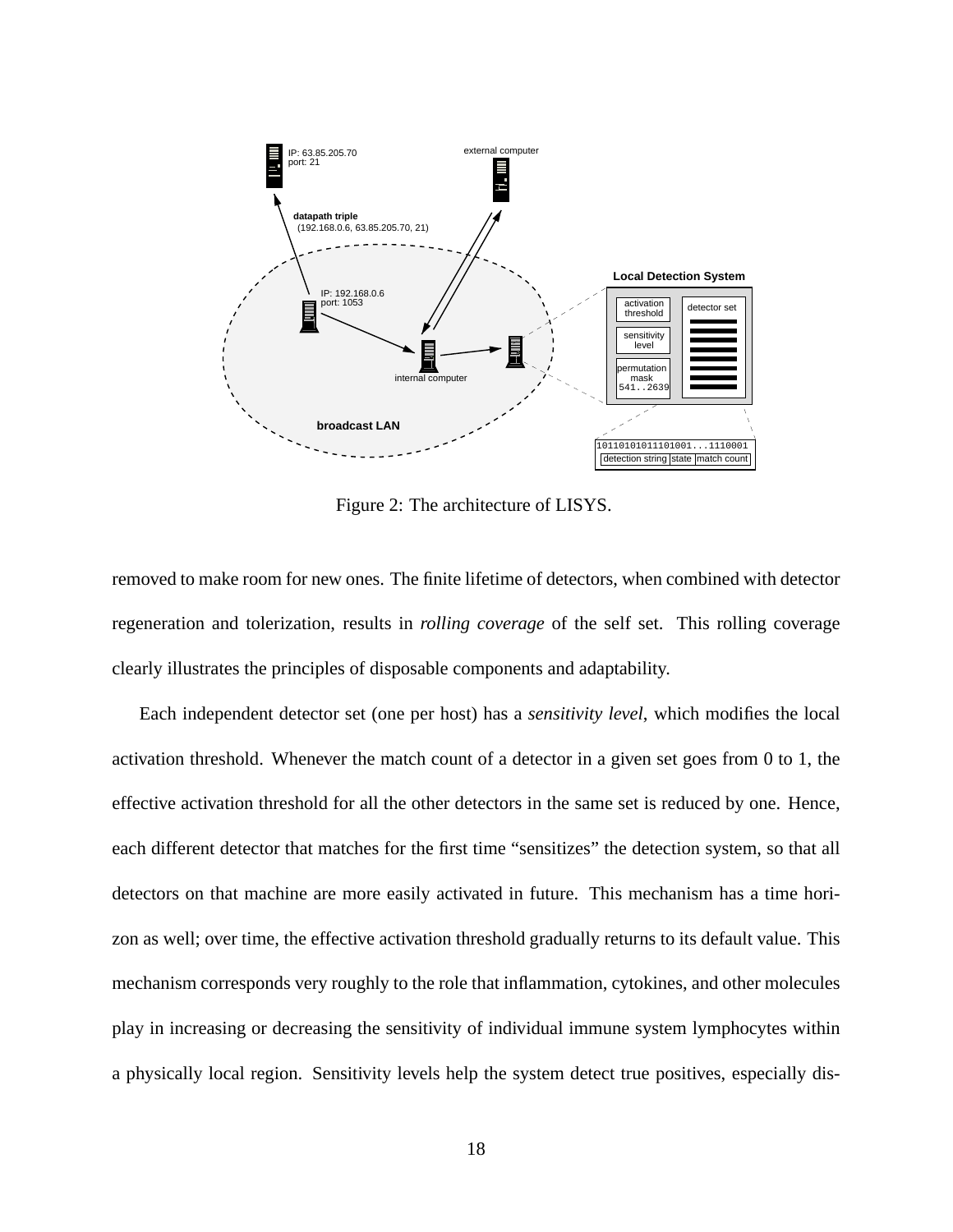Figure 2: The architecture of LISYS.

removed to make room for new ones. The finite lifetime of detectors, when combined with detector regeneration and tolerization, results in *rolling coverage* of the self set. This rolling coverage clearly illustrates the principles of disposable components and adaptability.

Each independent detector set (one per host) has a *sensitivity level*, which modifies the local activation threshold. Whenever the match count of a detector in a given set goes from 0 to 1, the effective activation threshold for all the other detectors in the same set is reduced by one. Hence, each different detector that matches for the first time "sensitizes" the detection system, so that all detectors on that machine are more easily activated in future. This mechanism has a time horizon as well; over time, the effective activation threshold gradually returns to its default value. This mechanism corresponds very roughly to the role that inflammation, cytokines, and other molecules play in increasing or decreasing the sensitivity of individual immune system lymphocytes within a physically local region. Sensitivity levels help the system detect true positives, especially dis-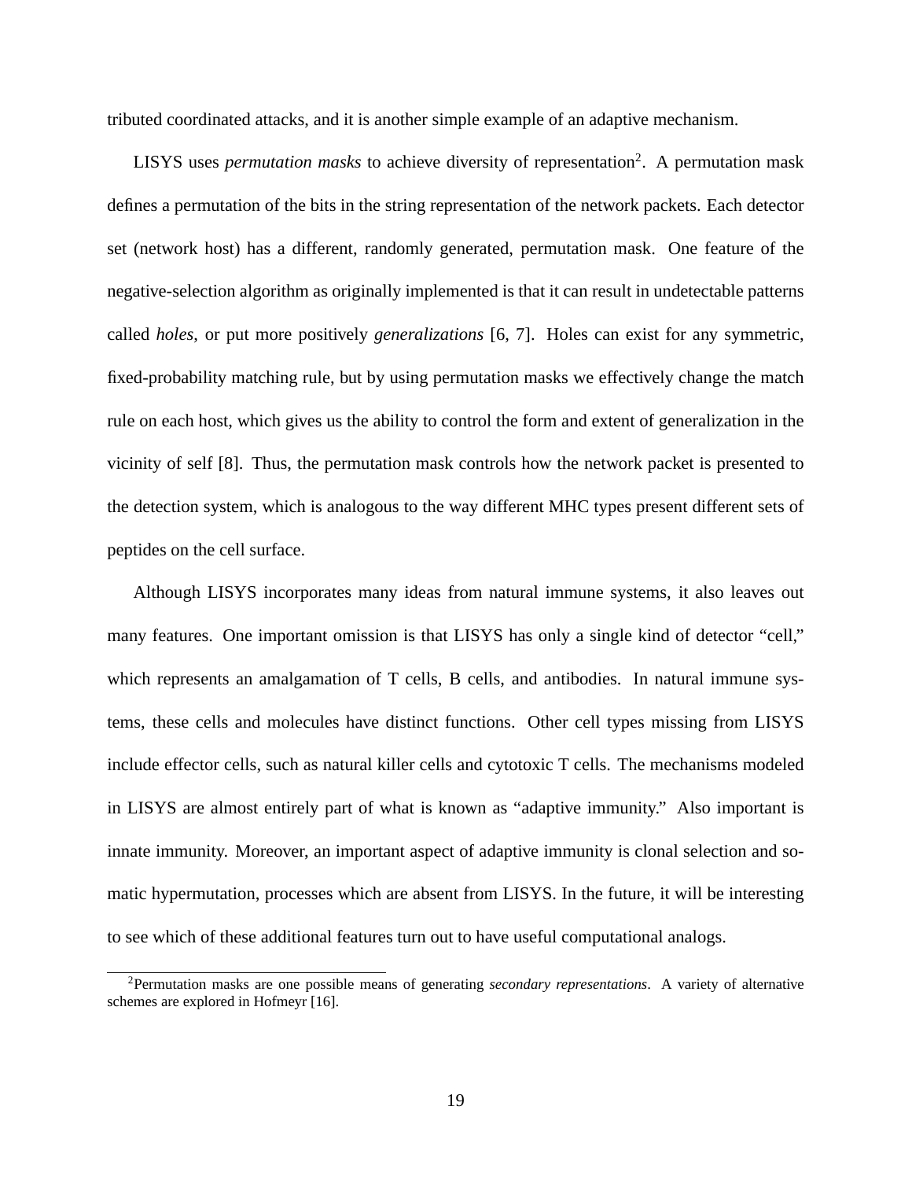tributed coordinated attacks, and it is another simple example of an adaptive mechanism.

LISYS uses *permutation masks* to achieve diversity of representation[2]. A permutation mask defines a permutation of the bits in the string representation of the network packets. Each detector set (network host) has a different, randomly generated, permutation mask. One feature of the negative-selection algorithm as originally implemented is that it can result in undetectable patterns called *holes*, or put more positively *generalizations* [6, 7]. Holes can exist for any symmetric, fixed-probability matching rule, but by using permutation masks we effectively change the match rule on each host, which gives us the ability to control the form and extent of generalization in the vicinity of self [8]. Thus, the permutation mask controls how the network packet is presented to the detection system, which is analogous to the way different MHC types present different sets of peptides on the cell surface.

Although LISYS incorporates many ideas from natural immune systems, it also leaves out many features. One important omission is that LISYS has only a single kind of detector "cell," which represents an amalgamation of T cells, B cells, and antibodies. In natural immune systems, these cells and molecules have distinct functions. Other cell types missing from LISYS include effector cells, such as natural killer cells and cytotoxic T cells. The mechanisms modeled in LISYS are almost entirely part of what is known as "adaptive immunity." Also important is innate immunity. Moreover, an important aspect of adaptive immunity is clonal selection and somatic hypermutation, processes which are absent from LISYS. In the future, it will be interesting to see which of these additional features turn out to have useful computational analogs.

[2]Permutation masks are one possible means of generating *secondary representations*. A variety of alternative schemes are explored in Hofmeyr [16].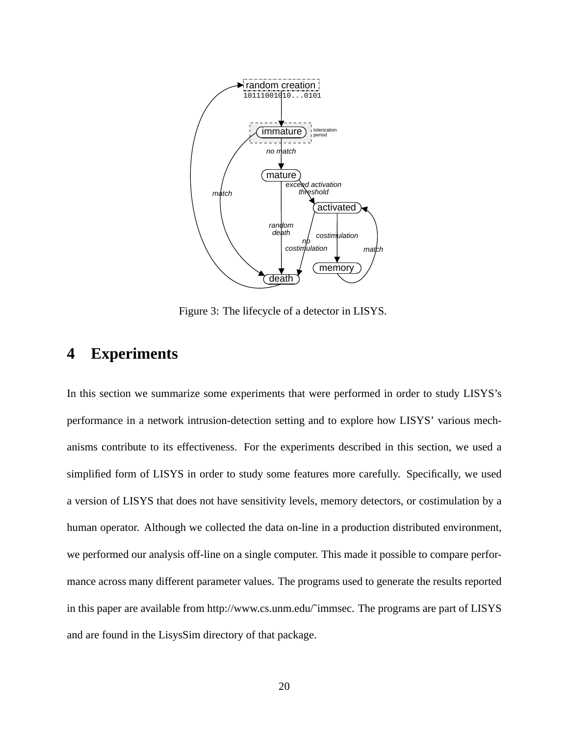Figure 3: The lifecycle of a detector in LISYS.

# 4 Experiments

In this section we summarize some experiments that were performed in order to study LISYS's performance in a network intrusion-detection setting and to explore how LISYS' various mechanisms contribute to its effectiveness. For the experiments described in this section, we used a simplified form of LISYS in order to study some features more carefully. Specifically, we used a version of LISYS that does not have sensitivity levels, memory detectors, or costimulation by a human operator. Although we collected the data on-line in a production distributed environment, we performed our analysis off-line on a single computer. This made it possible to compare performance across many different parameter values. The programs used to generate the results reported in this paper are available from http://www.cs.unm.edu/˜immsec. The programs are part of LISYS and are found in the LisysSim directory of that package.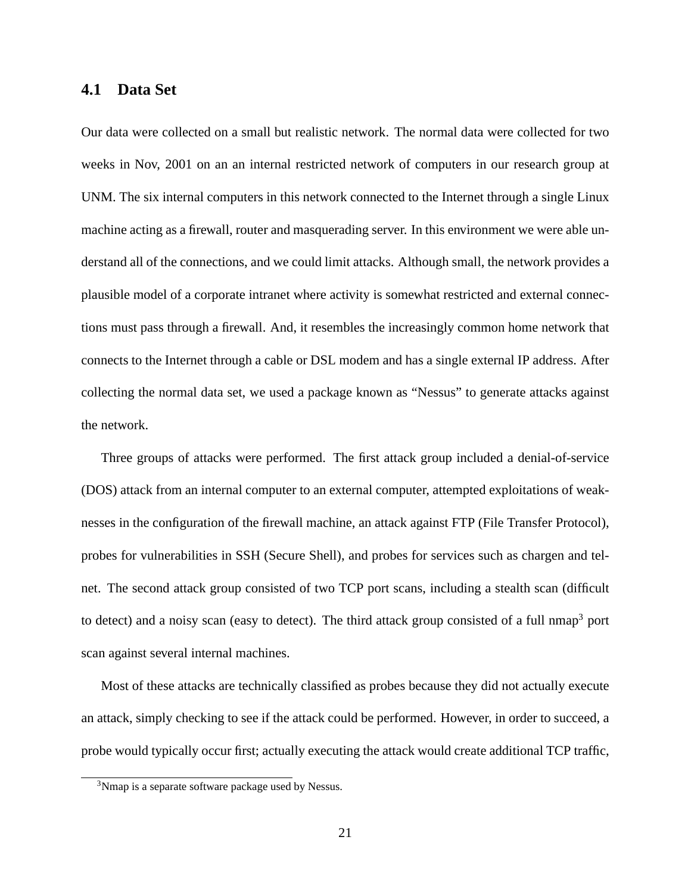## 4.1 Data Set

Our data were collected on a small but realistic network. The normal data were collected for two weeks in Nov, 2001 on an an internal restricted network of computers in our research group at UNM. The six internal computers in this network connected to the Internet through a single Linux machine acting as a firewall, router and masquerading server. In this environment we were able understand all of the connections, and we could limit attacks. Although small, the network provides a plausible model of a corporate intranet where activity is somewhat restricted and external connections must pass through a firewall. And, it resembles the increasingly common home network that connects to the Internet through a cable or DSL modem and has a single external IP address. After collecting the normal data set, we used a package known as "Nessus" to generate attacks against the network.

Three groups of attacks were performed. The first attack group included a denial-of-service (DOS) attack from an internal computer to an external computer, attempted exploitations of weaknesses in the configuration of the firewall machine, an attack against FTP (File Transfer Protocol), probes for vulnerabilities in SSH (Secure Shell), and probes for services such as chargen and telnet. The second attack group consisted of two TCP port scans, including a stealth scan (difficult to detect) and a noisy scan (easy to detect). The third attack group consisted of a full nmap[3] port scan against several internal machines.

Most of these attacks are technically classified as probes because they did not actually execute an attack, simply checking to see if the attack could be performed. However, in order to succeed, a probe would typically occur first; actually executing the attack would create additional TCP traffic,

[3] Nmap is a separate software package used by Nessus.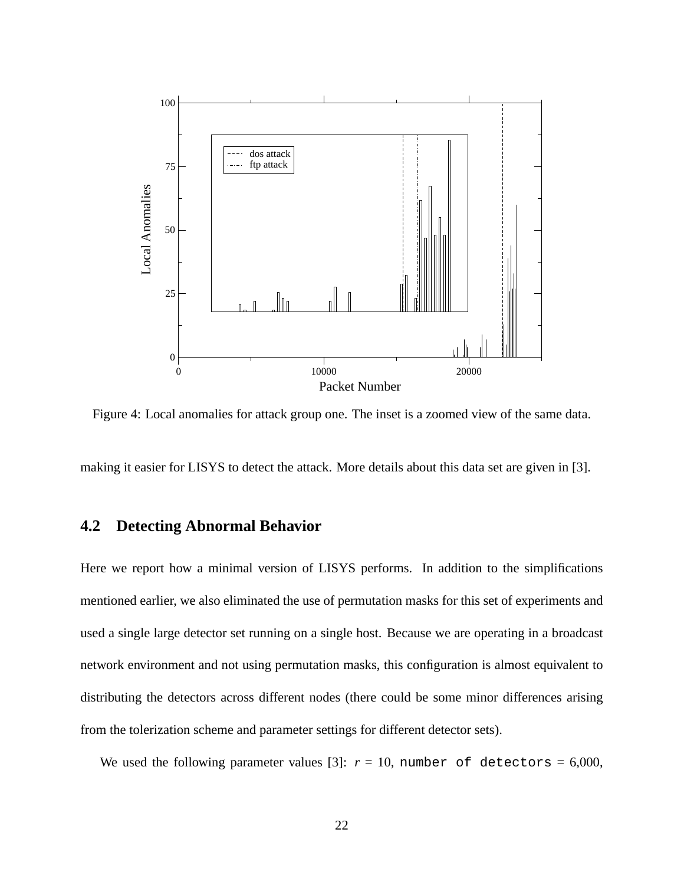Figure 4: Local anomalies for attack group one. The inset is a zoomed view of the same data.

making it easier for LISYS to detect the attack. More details about this data set are given in [3].

## 4.2 Detecting Abnormal Behavior

Here we report how a minimal version of LISYS performs. In addition to the simplifications mentioned earlier, we also eliminated the use of permutation masks for this set of experiments and used a single large detector set running on a single host. Because we are operating in a broadcast network environment and not using permutation masks, this configuration is almost equivalent to distributing the detectors across different nodes (there could be some minor differences arising from the tolerization scheme and parameter settings for different detector sets).

We used the following parameter values [3]: $r$ = 10, `number of detectors` = 6,000,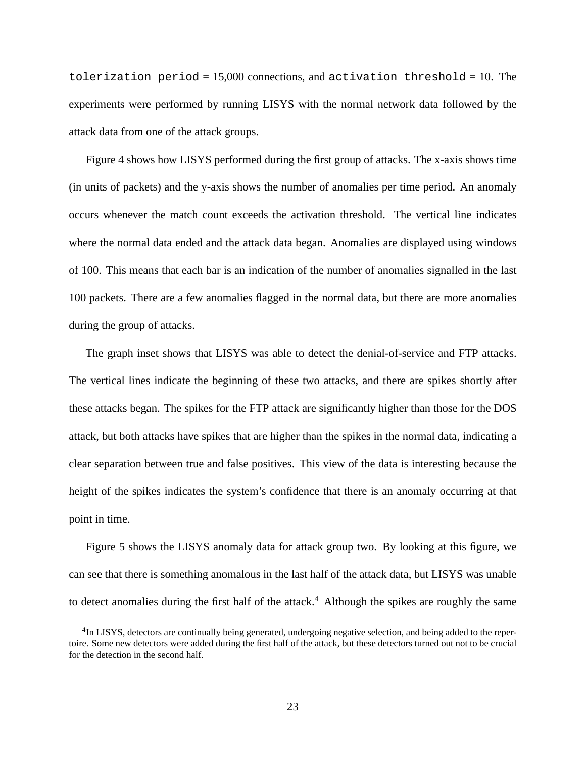`tolerization period` = 15,000 connections, and `activation threshold` = 10. The experiments were performed by running LISYS with the normal network data followed by the attack data from one of the attack groups.

Figure 4 shows how LISYS performed during the first group of attacks. The x-axis shows time (in units of packets) and the y-axis shows the number of anomalies per time period. An anomaly occurs whenever the match count exceeds the activation threshold. The vertical line indicates where the normal data ended and the attack data began. Anomalies are displayed using windows of 100. This means that each bar is an indication of the number of anomalies signalled in the last 100 packets. There are a few anomalies flagged in the normal data, but there are more anomalies during the group of attacks.

The graph inset shows that LISYS was able to detect the denial-of-service and FTP attacks. The vertical lines indicate the beginning of these two attacks, and there are spikes shortly after these attacks began. The spikes for the FTP attack are significantly higher than those for the DOS attack, but both attacks have spikes that are higher than the spikes in the normal data, indicating a clear separation between true and false positives. This view of the data is interesting because the height of the spikes indicates the system's confidence that there is an anomaly occurring at that point in time.

Figure 5 shows the LISYS anomaly data for attack group two. By looking at this figure, we can see that there is something anomalous in the last half of the attack data, but LISYS was unable to detect anomalies during the first half of the attack.[4] Although the spikes are roughly the same

[4] In LISYS, detectors are continually being generated, undergoing negative selection, and being added to the repertoire. Some new detectors were added during the first half of the attack, but these detectors turned out not to be crucial for the detection in the second half.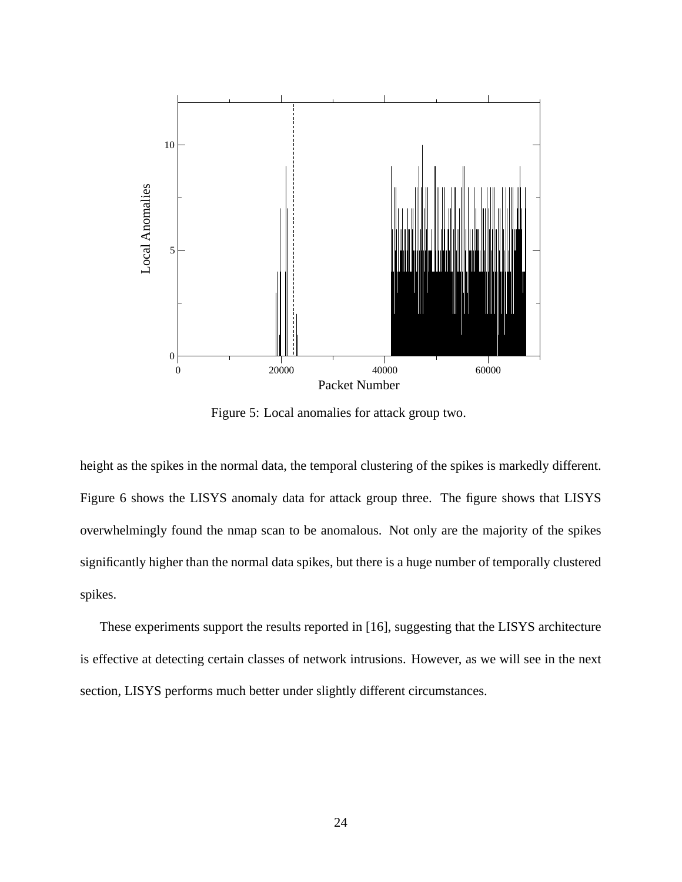Figure 5: Local anomalies for attack group two.

height as the spikes in the normal data, the temporal clustering of the spikes is markedly different. Figure 6 shows the LISYS anomaly data for attack group three. The figure shows that LISYS overwhelmingly found the nmap scan to be anomalous. Not only are the majority of the spikes significantly higher than the normal data spikes, but there is a huge number of temporally clustered spikes.

These experiments support the results reported in [16], suggesting that the LISYS architecture is effective at detecting certain classes of network intrusions. However, as we will see in the next section, LISYS performs much better under slightly different circumstances.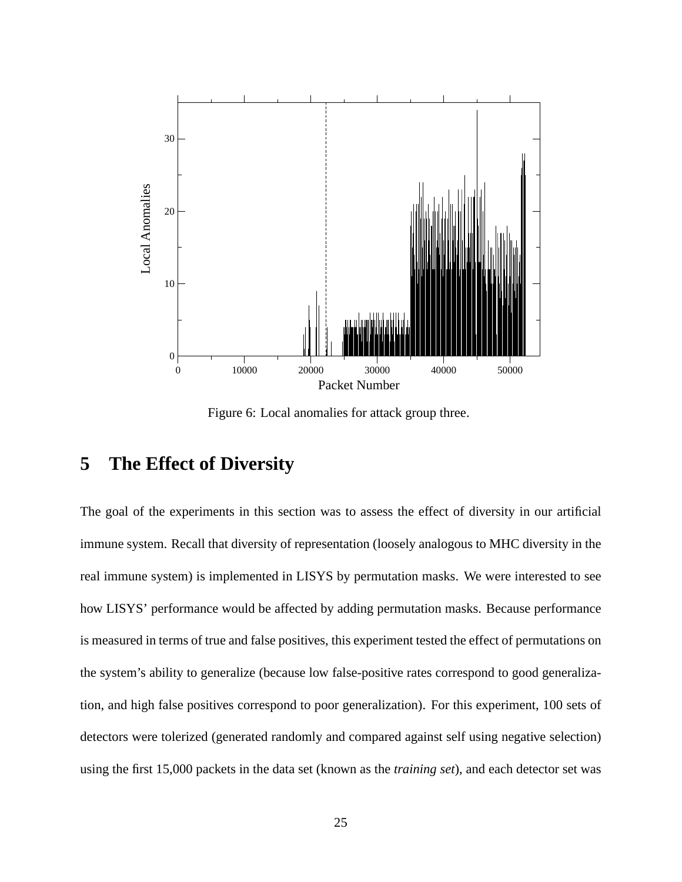Figure 6: Local anomalies for attack group three.

## 5 The Effect of Diversity

The goal of the experiments in this section was to assess the effect of diversity in our artificial immune system. Recall that diversity of representation (loosely analogous to MHC diversity in the real immune system) is implemented in LISYS by permutation masks. We were interested to see how LISYS' performance would be affected by adding permutation masks. Because performance is measured in terms of true and false positives, this experiment tested the effect of permutations on the system's ability to generalize (because low false-positive rates correspond to good generalization, and high false positives correspond to poor generalization). For this experiment, 100 sets of detectors were tolerized (generated randomly and compared against self using negative selection) using the first 15,000 packets in the data set (known as the *training set*), and each detector set was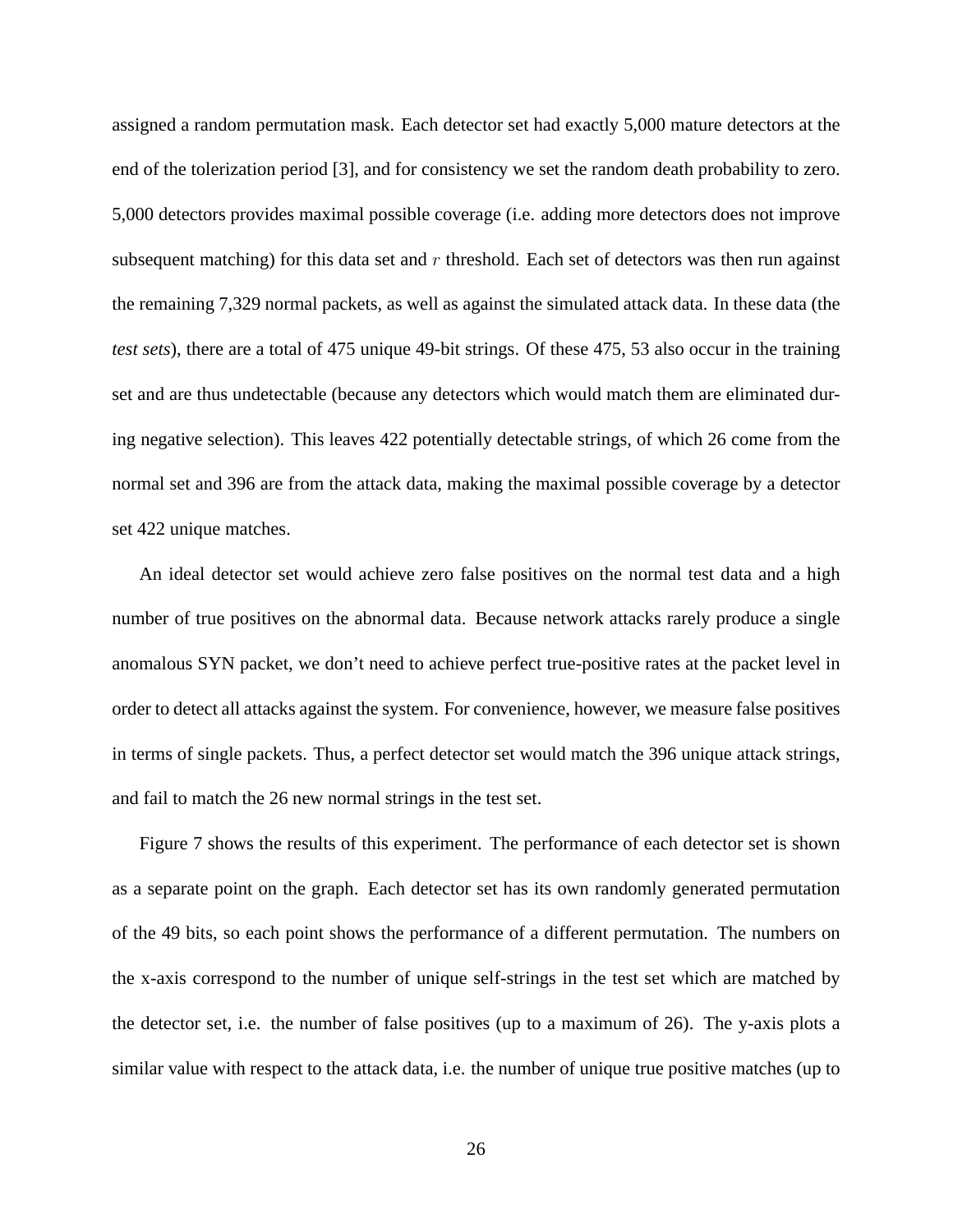assigned a random permutation mask. Each detector set had exactly 5,000 mature detectors at the end of the tolerization period [3], and for consistency we set the random death probability to zero. 5,000 detectors provides maximal possible coverage (i.e. adding more detectors does not improve subsequent matching) for this data set and $r$ threshold. Each set of detectors was then run against the remaining 7,329 normal packets, as well as against the simulated attack data. In these data (the *test sets*), there are a total of 475 unique 49-bit strings. Of these 475, 53 also occur in the training set and are thus undetectable (because any detectors which would match them are eliminated during negative selection). This leaves 422 potentially detectable strings, of which 26 come from the normal set and 396 are from the attack data, making the maximal possible coverage by a detector set 422 unique matches.

An ideal detector set would achieve zero false positives on the normal test data and a high number of true positives on the abnormal data. Because network attacks rarely produce a single anomalous SYN packet, we don't need to achieve perfect true-positive rates at the packet level in order to detect all attacks against the system. For convenience, however, we measure false positives in terms of single packets. Thus, a perfect detector set would match the 396 unique attack strings, and fail to match the 26 new normal strings in the test set.

Figure 7 shows the results of this experiment. The performance of each detector set is shown as a separate point on the graph. Each detector set has its own randomly generated permutation of the 49 bits, so each point shows the performance of a different permutation. The numbers on the x-axis correspond to the number of unique self-strings in the test set which are matched by the detector set, i.e. the number of false positives (up to a maximum of 26). The y-axis plots a similar value with respect to the attack data, i.e. the number of unique true positive matches (up to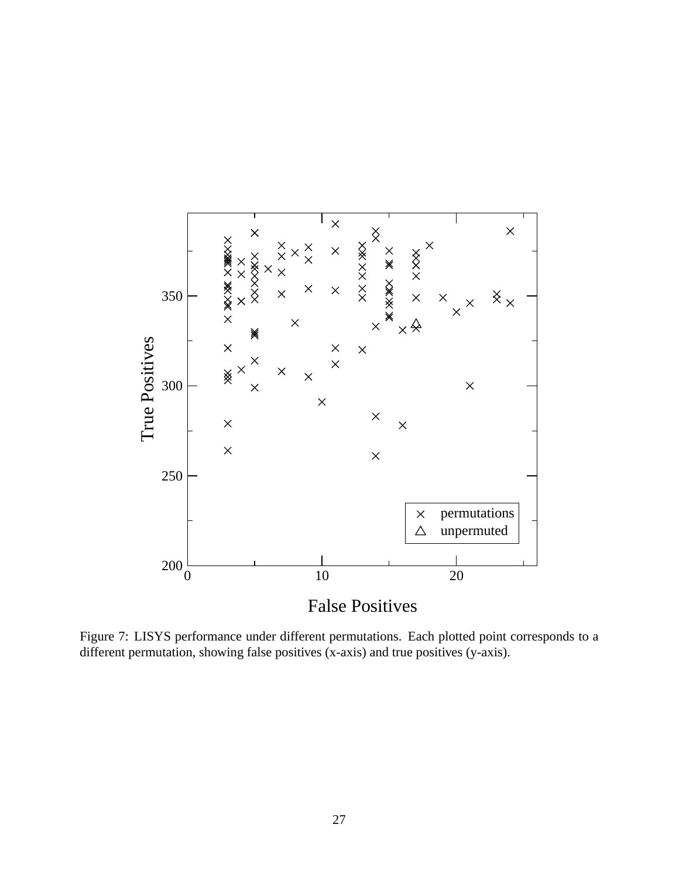Figure 7: LISYS performance under different permutations. Each plotted point corresponds to a different permutation, showing false positives (x-axis) and true positives (y-axis).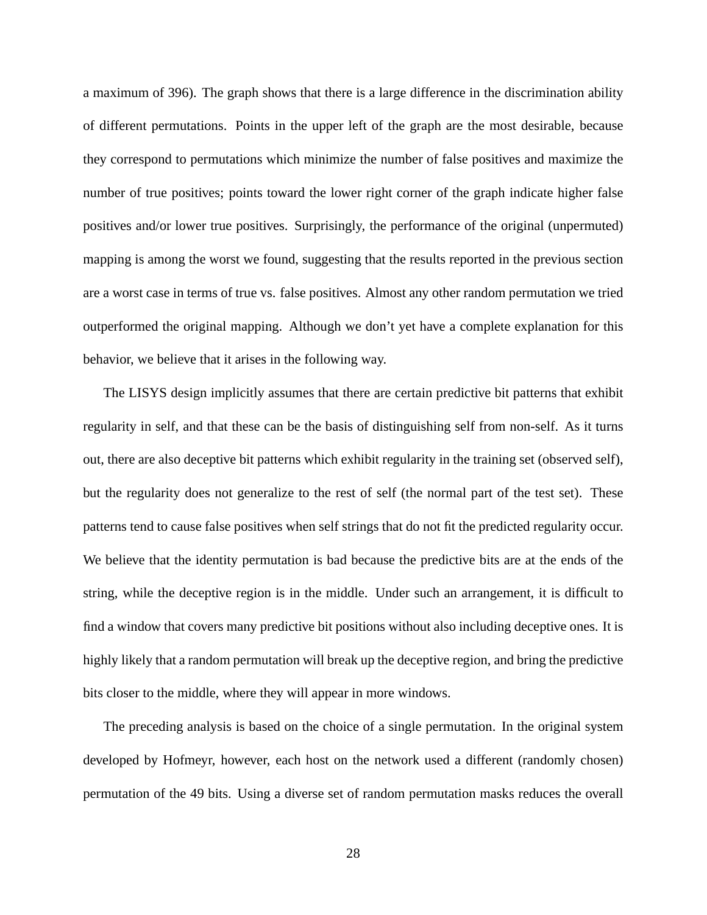a maximum of 396). The graph shows that there is a large difference in the discrimination ability of different permutations. Points in the upper left of the graph are the most desirable, because they correspond to permutations which minimize the number of false positives and maximize the number of true positives; points toward the lower right corner of the graph indicate higher false positives and/or lower true positives. Surprisingly, the performance of the original (unpermuted) mapping is among the worst we found, suggesting that the results reported in the previous section are a worst case in terms of true vs. false positives. Almost any other random permutation we tried outperformed the original mapping. Although we don't yet have a complete explanation for this behavior, we believe that it arises in the following way.

The LISYS design implicitly assumes that there are certain predictive bit patterns that exhibit regularity in self, and that these can be the basis of distinguishing self from non-self. As it turns out, there are also deceptive bit patterns which exhibit regularity in the training set (observed self), but the regularity does not generalize to the rest of self (the normal part of the test set). These patterns tend to cause false positives when self strings that do not fit the predicted regularity occur. We believe that the identity permutation is bad because the predictive bits are at the ends of the string, while the deceptive region is in the middle. Under such an arrangement, it is difficult to find a window that covers many predictive bit positions without also including deceptive ones. It is highly likely that a random permutation will break up the deceptive region, and bring the predictive bits closer to the middle, where they will appear in more windows.

The preceding analysis is based on the choice of a single permutation. In the original system developed by Hofmeyr, however, each host on the network used a different (randomly chosen) permutation of the 49 bits. Using a diverse set of random permutation masks reduces the overall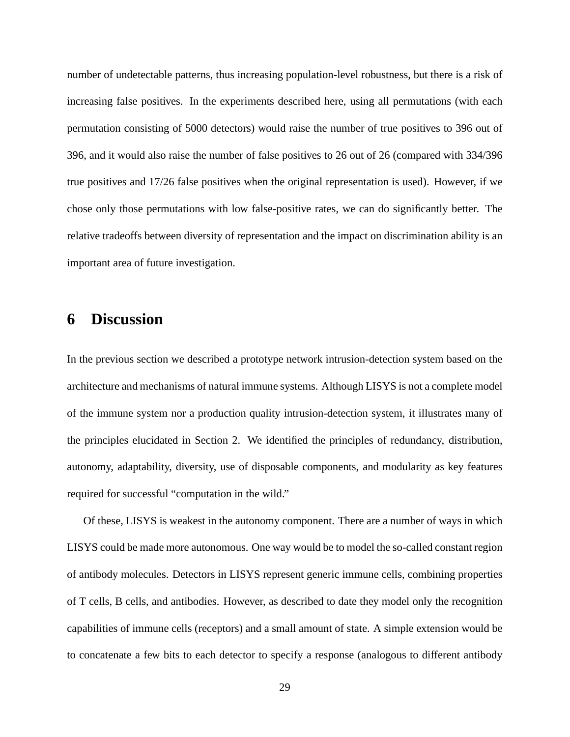number of undetectable patterns, thus increasing population-level robustness, but there is a risk of increasing false positives. In the experiments described here, using all permutations (with each permutation consisting of 5000 detectors) would raise the number of true positives to 396 out of 396, and it would also raise the number of false positives to 26 out of 26 (compared with 334/396 true positives and 17/26 false positives when the original representation is used). However, if we chose only those permutations with low false-positive rates, we can do significantly better. The relative tradeoffs between diversity of representation and the impact on discrimination ability is an important area of future investigation.

## 6 Discussion

In the previous section we described a prototype network intrusion-detection system based on the architecture and mechanisms of natural immune systems. Although LISYS is not a complete model of the immune system nor a production quality intrusion-detection system, it illustrates many of the principles elucidated in Section 2. We identified the principles of redundancy, distribution, autonomy, adaptability, diversity, use of disposable components, and modularity as key features required for successful "computation in the wild."

Of these, LISYS is weakest in the autonomy component. There are a number of ways in which LISYS could be made more autonomous. One way would be to model the so-called constant region of antibody molecules. Detectors in LISYS represent generic immune cells, combining properties of T cells, B cells, and antibodies. However, as described to date they model only the recognition capabilities of immune cells (receptors) and a small amount of state. A simple extension would be to concatenate a few bits to each detector to specify a response (analogous to different antibody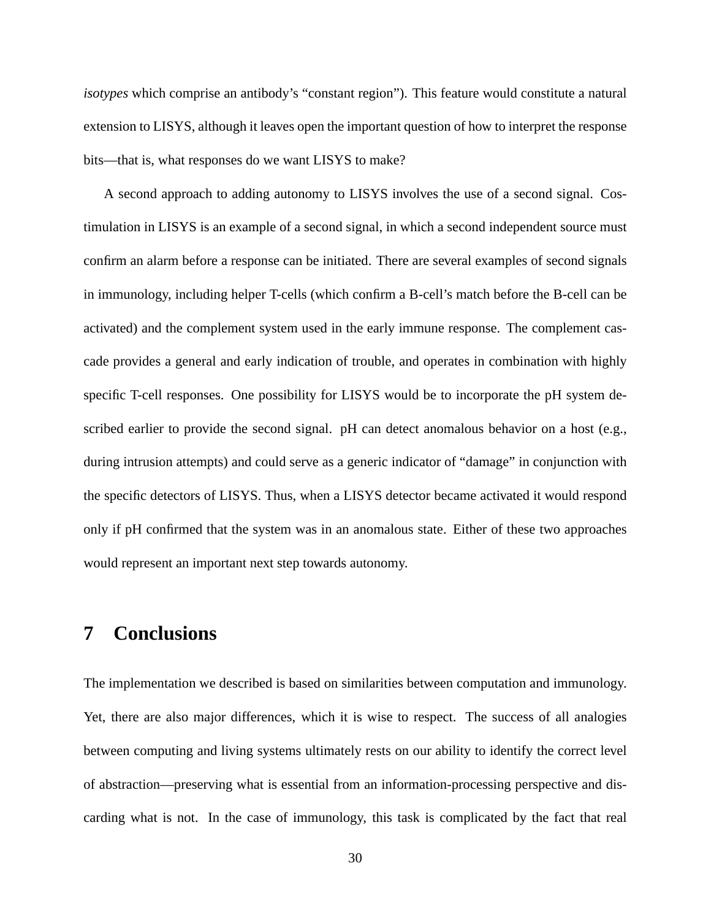*isotypes* which comprise an antibody's "constant region"). This feature would constitute a natural extension to LISYS, although it leaves open the important question of how to interpret the response bits—that is, what responses do we want LISYS to make?

A second approach to adding autonomy to LISYS involves the use of a second signal. Costimulation in LISYS is an example of a second signal, in which a second independent source must confirm an alarm before a response can be initiated. There are several examples of second signals in immunology, including helper T-cells (which confirm a B-cell's match before the B-cell can be activated) and the complement system used in the early immune response. The complement cascade provides a general and early indication of trouble, and operates in combination with highly specific T-cell responses. One possibility for LISYS would be to incorporate the pH system described earlier to provide the second signal. pH can detect anomalous behavior on a host (e.g., during intrusion attempts) and could serve as a generic indicator of "damage" in conjunction with the specific detectors of LISYS. Thus, when a LISYS detector became activated it would respond only if pH confirmed that the system was in an anomalous state. Either of these two approaches would represent an important next step towards autonomy.

## 7 Conclusions

The implementation we described is based on similarities between computation and immunology. Yet, there are also major differences, which it is wise to respect. The success of all analogies between computing and living systems ultimately rests on our ability to identify the correct level of abstraction—preserving what is essential from an information-processing perspective and discarding what is not. In the case of immunology, this task is complicated by the fact that real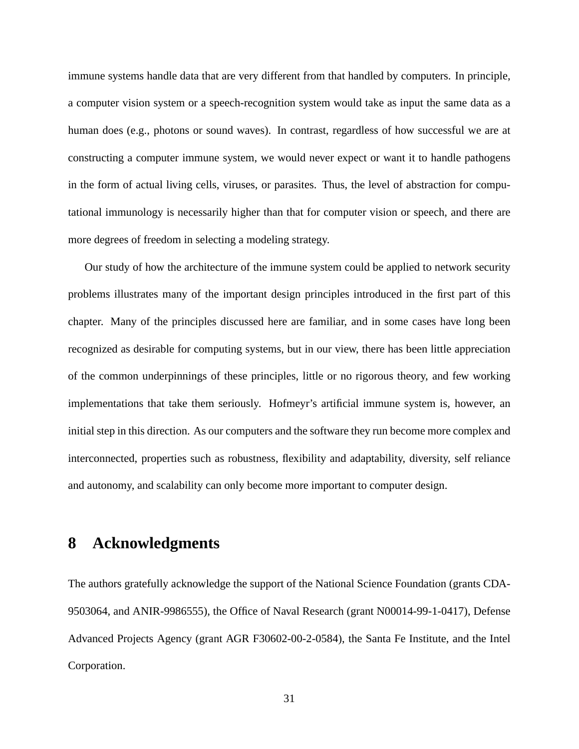immune systems handle data that are very different from that handled by computers. In principle, a computer vision system or a speech-recognition system would take as input the same data as a human does (e.g., photons or sound waves). In contrast, regardless of how successful we are at constructing a computer immune system, we would never expect or want it to handle pathogens in the form of actual living cells, viruses, or parasites. Thus, the level of abstraction for computational immunology is necessarily higher than that for computer vision or speech, and there are more degrees of freedom in selecting a modeling strategy.

Our study of how the architecture of the immune system could be applied to network security problems illustrates many of the important design principles introduced in the first part of this chapter. Many of the principles discussed here are familiar, and in some cases have long been recognized as desirable for computing systems, but in our view, there has been little appreciation of the common underpinnings of these principles, little or no rigorous theory, and few working implementations that take them seriously. Hofmeyr's artificial immune system is, however, an initial step in this direction. As our computers and the software they run become more complex and interconnected, properties such as robustness, flexibility and adaptability, diversity, self reliance and autonomy, and scalability can only become more important to computer design.

# 8 Acknowledgments

The authors gratefully acknowledge the support of the National Science Foundation (grants CDA-9503064, and ANIR-9986555), the Office of Naval Research (grant N00014-99-1-0417), Defense Advanced Projects Agency (grant AGR F30602-00-2-0584), the Santa Fe Institute, and the Intel Corporation.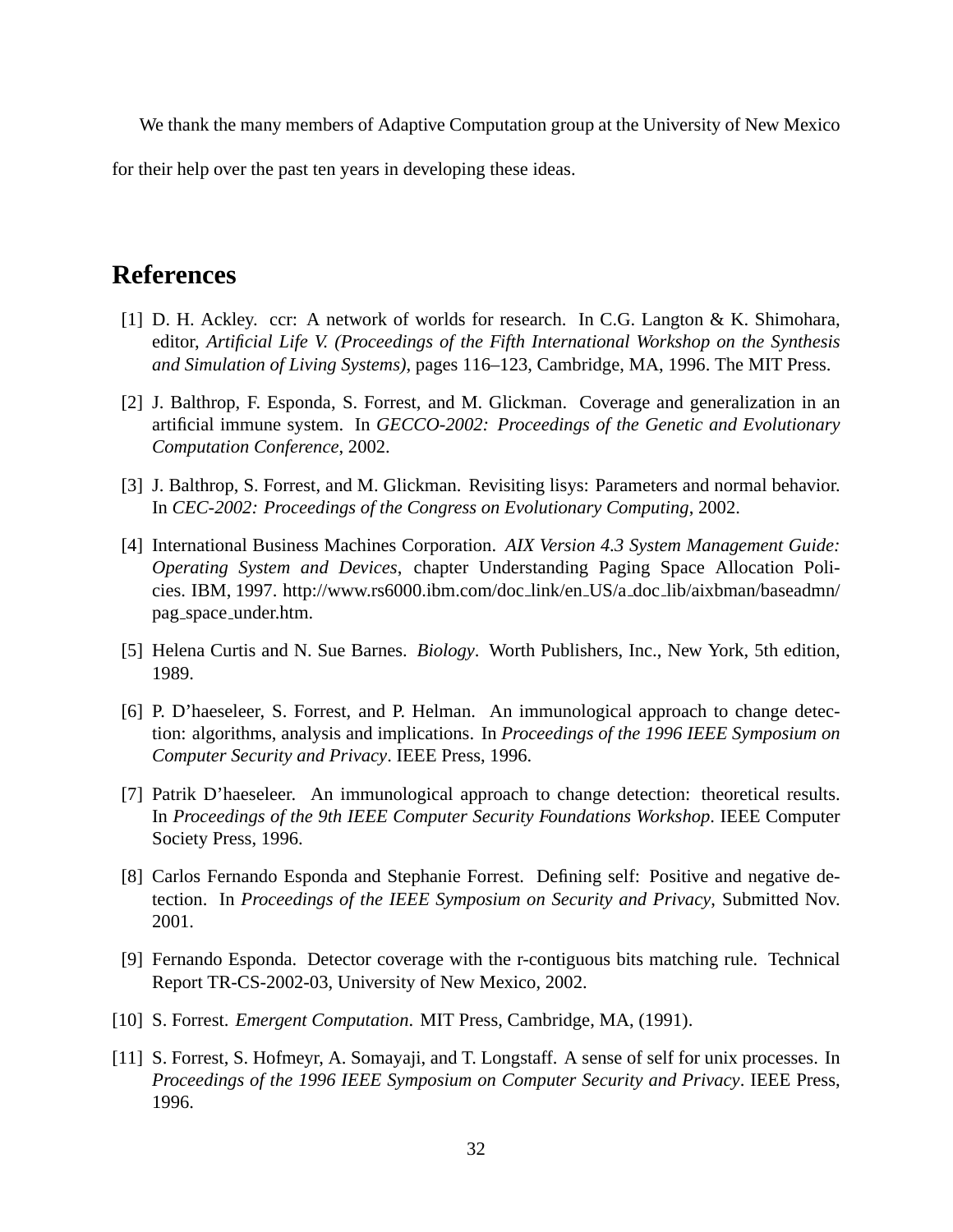We thank the many members of Adaptive Computation group at the University of New Mexico for their help over the past ten years in developing these ideas.

## References

[1] D. H. Ackley. ccr: A network of worlds for research. In C.G. Langton & K. Shimohara, editor, *Artificial Life V. (Proceedings of the Fifth International Workshop on the Synthesis and Simulation of Living Systems)*, pages 116–123, Cambridge, MA, 1996. The MIT Press.

[2] J. Balthrop, F. Esponda, S. Forrest, and M. Glickman. Coverage and generalization in an artificial immune system. In *GECCO-2002: Proceedings of the Genetic and Evolutionary Computation Conference*, 2002.

[3] J. Balthrop, S. Forrest, and M. Glickman. Revisiting lisys: Parameters and normal behavior. In *CEC-2002: Proceedings of the Congress on Evolutionary Computing*, 2002.

[4] International Business Machines Corporation. *AIX Version 4.3 System Management Guide: Operating System and Devices*, chapter Understanding Paging Space Allocation Policies. IBM, 1997. http://www.rs6000.ibm.com/doc_link/en_US/a_doc_lib/aixbman/baseadmn/pag_space_under.htm.

[5] Helena Curtis and N. Sue Barnes. *Biology*. Worth Publishers, Inc., New York, 5th edition, 1989.

[6] P. D'haeseleer, S. Forrest, and P. Helman. An immunological approach to change detection: algorithms, analysis and implications. In *Proceedings of the 1996 IEEE Symposium on Computer Security and Privacy*. IEEE Press, 1996.

[7] Patrik D'haeseleer. An immunological approach to change detection: theoretical results. In *Proceedings of the 9th IEEE Computer Security Foundations Workshop*. IEEE Computer Society Press, 1996.

[8] Carlos Fernando Esponda and Stephanie Forrest. Defining self: Positive and negative detection. In *Proceedings of the IEEE Symposium on Security and Privacy*, Submitted Nov. 2001.

[9] Fernando Esponda. Detector coverage with the r-contiguous bits matching rule. Technical Report TR-CS-2002-03, University of New Mexico, 2002.

[10] S. Forrest. *Emergent Computation*. MIT Press, Cambridge, MA, (1991).

[11] S. Forrest, S. Hofmeyr, A. Somayaji, and T. Longstaff. A sense of self for unix processes. In *Proceedings of the 1996 IEEE Symposium on Computer Security and Privacy*. IEEE Press, 1996.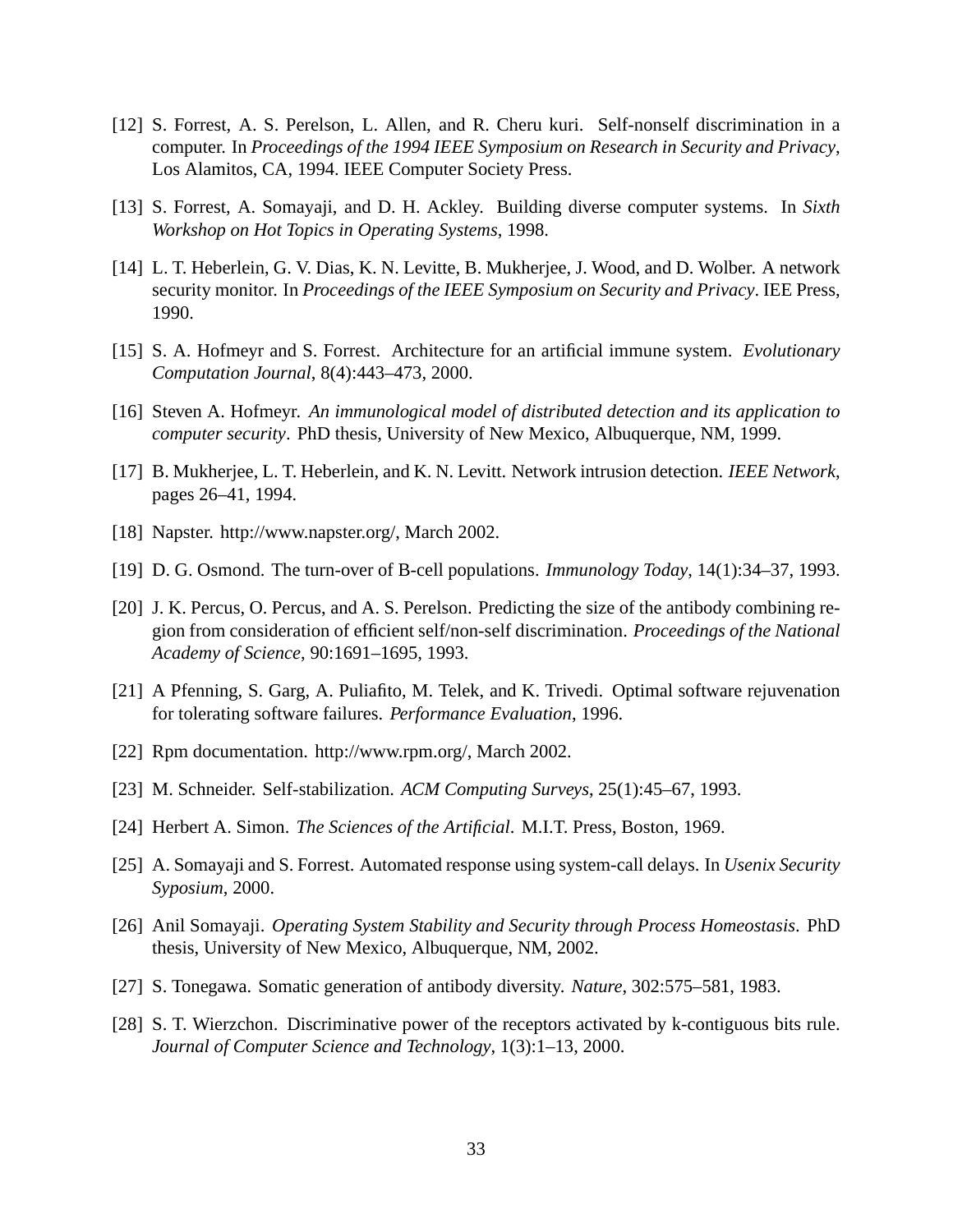[12] S. Forrest, A. S. Perelson, L. Allen, and R. Cheru kuri. Self-nonself discrimination in a computer. In *Proceedings of the 1994 IEEE Symposium on Research in Security and Privacy*, Los Alamitos, CA, 1994. IEEE Computer Society Press.

[13] S. Forrest, A. Somayaji, and D. H. Ackley. Building diverse computer systems. In *Sixth Workshop on Hot Topics in Operating Systems*, 1998.

[14] L. T. Heberlein, G. V. Dias, K. N. Levitte, B. Mukherjee, J. Wood, and D. Wolber. A network security monitor. In *Proceedings of the IEEE Symposium on Security and Privacy*. IEE Press, 1990.

[15] S. A. Hofmeyr and S. Forrest. Architecture for an artificial immune system. *Evolutionary Computation Journal*, 8(4):443–473, 2000.

[16] Steven A. Hofmeyr. *An immunological model of distributed detection and its application to computer security*. PhD thesis, University of New Mexico, Albuquerque, NM, 1999.

[17] B. Mukherjee, L. T. Heberlein, and K. N. Levitt. Network intrusion detection. *IEEE Network*, pages 26–41, 1994.

[18] Napster. http://www.napster.org/, March 2002.

[19] D. G. Osmond. The turn-over of B-cell populations. *Immunology Today*, 14(1):34–37, 1993.

[20] J. K. Percus, O. Percus, and A. S. Perelson. Predicting the size of the antibody combining region from consideration of efficient self/non-self discrimination. *Proceedings of the National Academy of Science*, 90:1691–1695, 1993.

[21] A Pfenning, S. Garg, A. Puliafito, M. Telek, and K. Trivedi. Optimal software rejuvenation for tolerating software failures. *Performance Evaluation*, 1996.

[22] Rpm documentation. http://www.rpm.org/, March 2002.

[23] M. Schneider. Self-stabilization. *ACM Computing Surveys*, 25(1):45–67, 1993.

[24] Herbert A. Simon. *The Sciences of the Artificial*. M.I.T. Press, Boston, 1969.

[25] A. Somayaji and S. Forrest. Automated response using system-call delays. In *Usenix Security Syposium*, 2000.

[26] Anil Somayaji. *Operating System Stability and Security through Process Homeostasis*. PhD thesis, University of New Mexico, Albuquerque, NM, 2002.

[27] S. Tonegawa. Somatic generation of antibody diversity. *Nature*, 302:575–581, 1983.

[28] S. T. Wierzchon. Discriminative power of the receptors activated by k-contiguous bits rule. *Journal of Computer Science and Technology*, 1(3):1–13, 2000.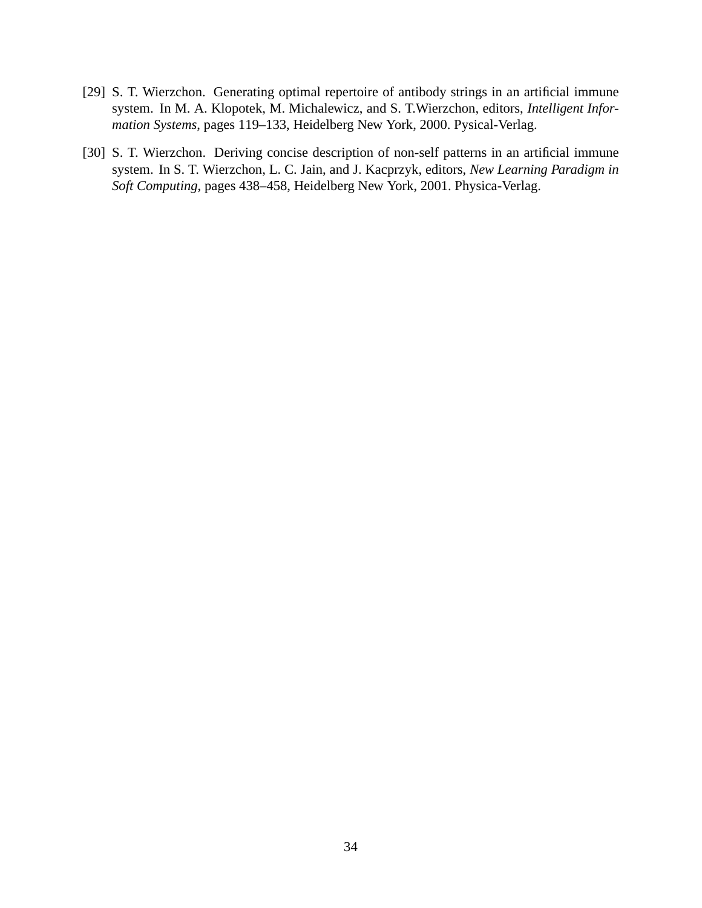[29] S. T. Wierzchon. Generating optimal repertoire of antibody strings in an artificial immune system. In M. A. Klopotek, M. Michalewicz, and S. T.Wierzchon, editors, *Intelligent Information Systems*, pages 119–133, Heidelberg New York, 2000. Pysical-Verlag.

[30] S. T. Wierzchon. Deriving concise description of non-self patterns in an artificial immune system. In S. T. Wierzchon, L. C. Jain, and J. Kacprzyk, editors, *New Learning Paradigm in Soft Computing*, pages 438–458, Heidelberg New York, 2001. Physica-Verlag.